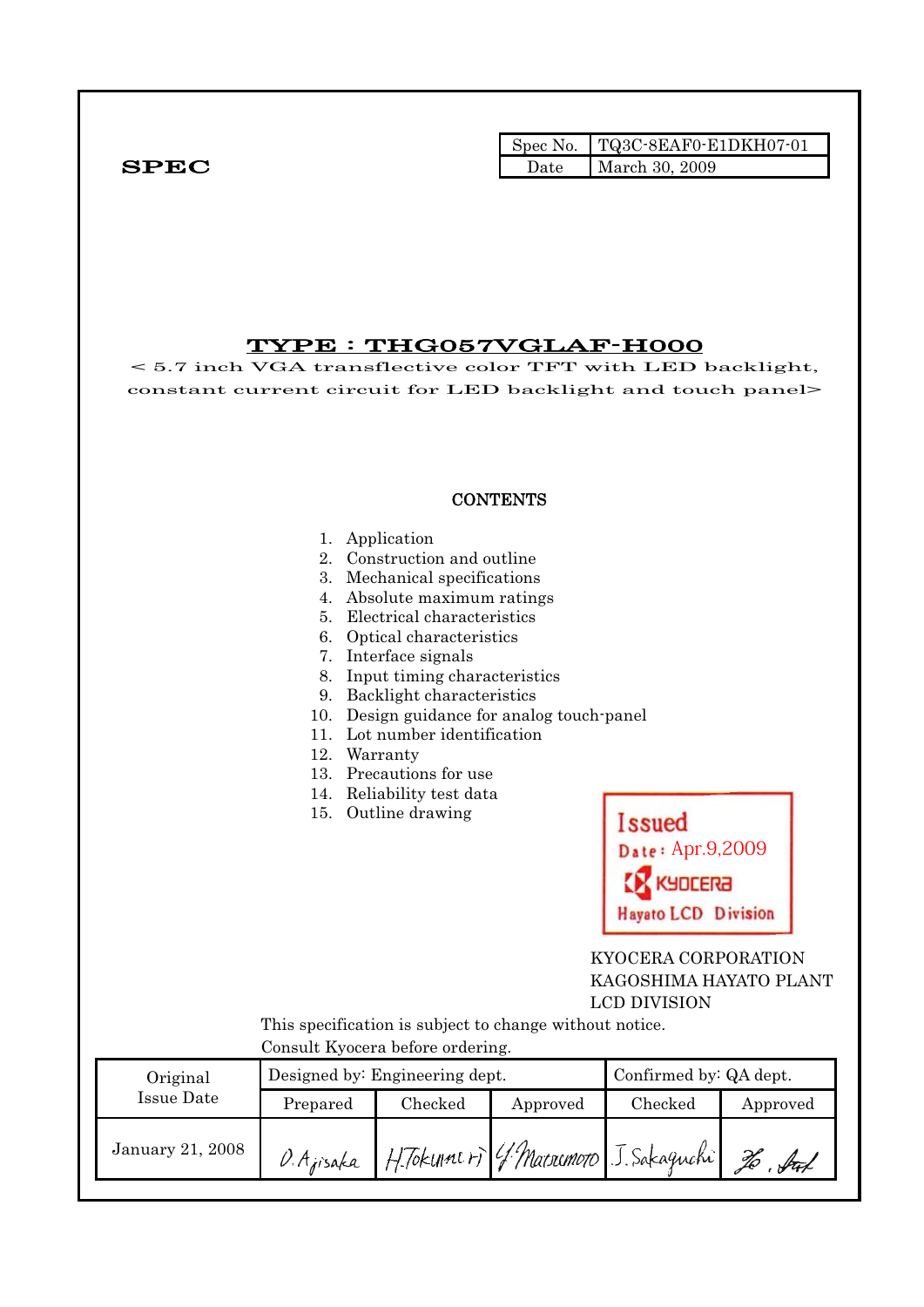SPEC

| Spec No. | TQ3C-8EAF0-E1DKH07-01 |
|---|---|
| Date | March 30, 2009 |

# TYPE : THG057VGLAF-H000

< 5.7 inch VGA transflective color TFT with LED backlight, constant current circuit for LED backlight and touch panel>

## CONTENTS

1. Application
2. Construction and outline
3. Mechanical specifications
4. Absolute maximum ratings
5. Electrical characteristics
6. Optical characteristics
7. Interface signals
8. Input timing characteristics
9. Backlight characteristics
10. Design guidance for analog touch-panel
11. Lot number identification
12. Warranty
13. Precautions for use
14. Reliability test data
15. Outline drawing

Issued
Date : Apr.9,2009
KYOCERA
Hayato LCD Division

KYOCERA CORPORATION
KAGOSHIMA HAYATO PLANT
LCD DIVISION

This specification is subject to change without notice.
Consult Kyocera before ordering.

| Original Issue Date | Designed by: Engineering dept. | | | Confirmed by: QA dept. | |
|---|---|---|---|---|---|
| | Prepared | Checked | Approved | Checked | Approved |
| January 21, 2008 | D.Ajisaka | H.Tokunari | Y.Matsumoto | J.Sakaguchi | |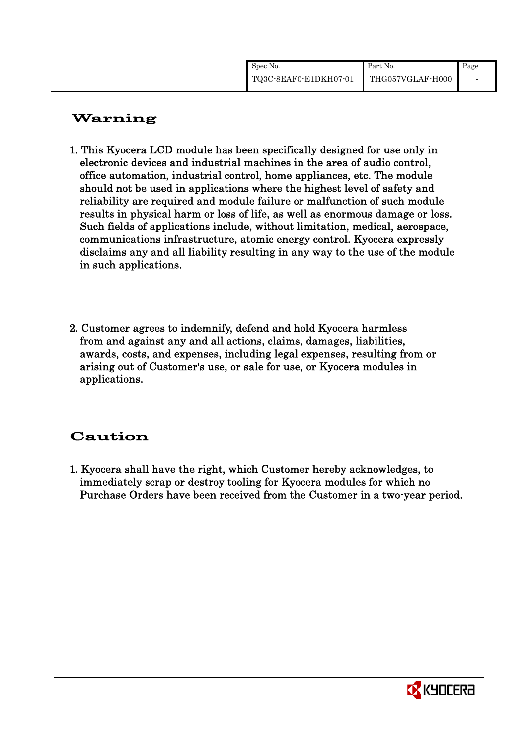# Warning

1. This Kyocera LCD module has been specifically designed for use only in electronic devices and industrial machines in the area of audio control, office automation, industrial control, home appliances, etc. The module should not be used in applications where the highest level of safety and reliability are required and module failure or malfunction of such module results in physical harm or loss of life, as well as enormous damage or loss. Such fields of applications include, without limitation, medical, aerospace, communications infrastructure, atomic energy control. Kyocera expressly disclaims any and all liability resulting in any way to the use of the module in such applications.

2. Customer agrees to indemnify, defend and hold Kyocera harmless from and against any and all actions, claims, damages, liabilities, awards, costs, and expenses, including legal expenses, resulting from or arising out of Customer's use, or sale for use, or Kyocera modules in applications.

# Caution

1. Kyocera shall have the right, which Customer hereby acknowledges, to immediately scrap or destroy tooling for Kyocera modules for which no Purchase Orders have been received from the Customer in a two-year period.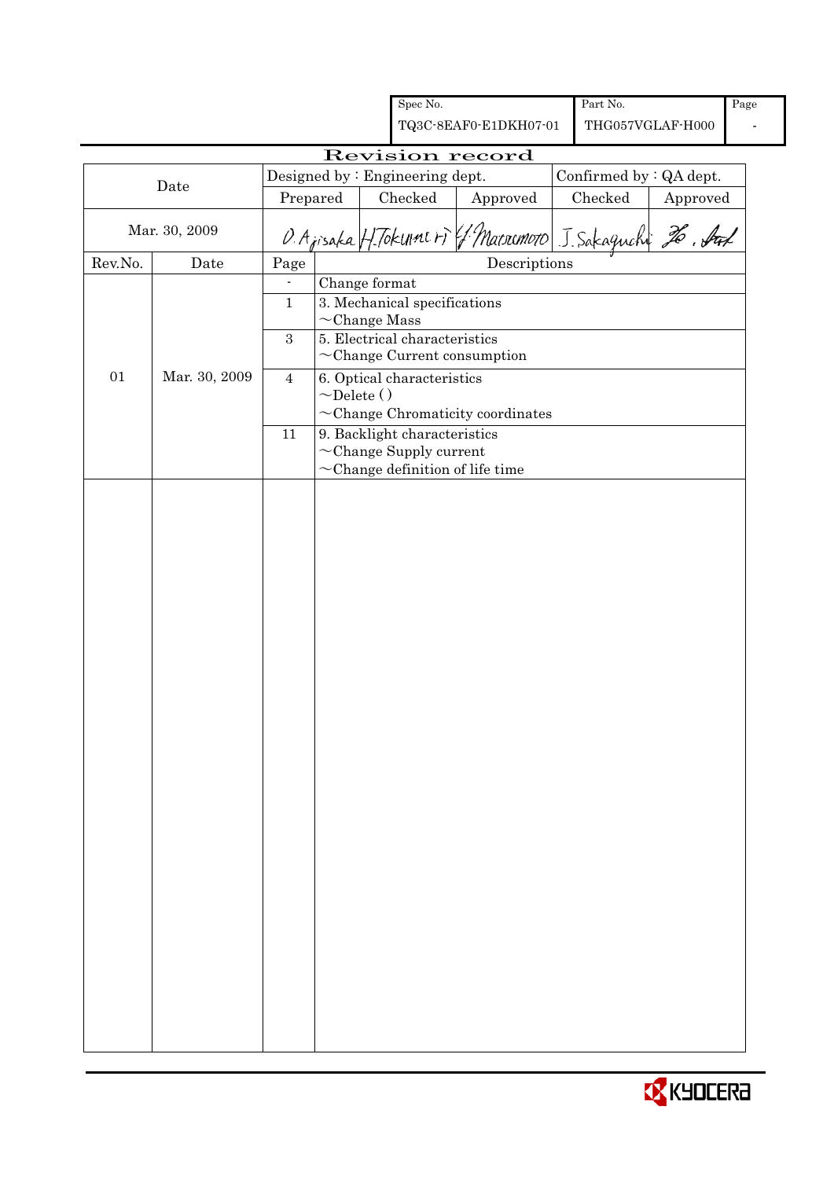| Spec No. | Part No. | Page |
|---|---|---|
| TQ3C-8EAF0-E1DKH07-01 | THG057VGLAF-H000 | - |

# Revision record

| Date | Designed by : Engineering dept. | | | Confirmed by : QA dept. | |
|---|---|---|---|---|---|
| | Prepared | Checked | Approved | Checked | Approved |
| Mar. 30, 2009 | O. Ajisaka | H. Tokunari | Y. Matsumoto | J. Sakaguchi | Ho. Ito |

| Rev.No. | Date | Page | Descriptions |
|---|---|---|---|
| 01 | Mar. 30, 2009 | - | Change format |
| | | 1 | 3. Mechanical specifications<br>~Change Mass |
| | | 3 | 5. Electrical characteristics<br>~Change Current consumption |
| | | 4 | 6. Optical characteristics<br>~Delete ()<br>~Change Chromaticity coordinates |
| | | 11 | 9. Backlight characteristics<br>~Change Supply current<br>~Change definition of life time |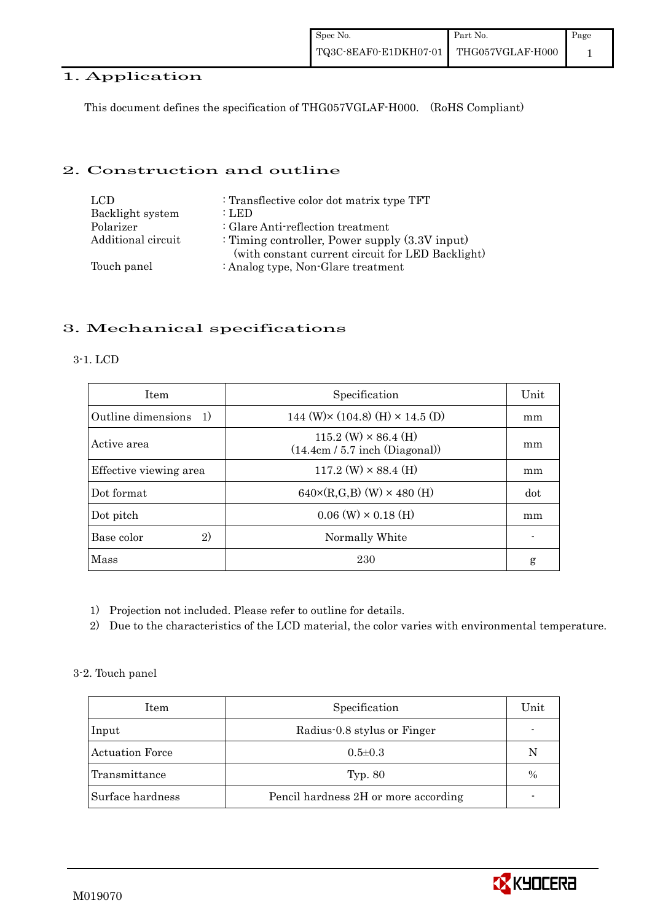# 1. Application

This document defines the specification of THG057VGLAF-H000. (RoHS Compliant)

# 2. Construction and outline

| | |
|---|---|
| LCD | : Transflective color dot matrix type TFT |
| Backlight system | : LED |
| Polarizer | : Glare Anti-reflection treatment |
| Additional circuit | : Timing controller, Power supply (3.3V input) (with constant current circuit for LED Backlight) |
| Touch panel | : Analog type, Non-Glare treatment |

# 3. Mechanical specifications

## 3-1. LCD

| Item | Specification | Unit |
|---|---|---|
| Outline dimensions 1) | 144 (W)× (104.8) (H) × 14.5 (D) | mm |
| Active area | 115.2 (W) × 86.4 (H) (14.4cm / 5.7 inch (Diagonal)) | mm |
| Effective viewing area | 117.2 (W) × 88.4 (H) | mm |
| Dot format | 640×(R,G,B) (W) × 480 (H) | dot |
| Dot pitch | 0.06 (W) × 0.18 (H) | mm |
| Base color 2) | Normally White | - |
| Mass | 230 | g |

1) Projection not included. Please refer to outline for details.
2) Due to the characteristics of the LCD material, the color varies with environmental temperature.

## 3-2. Touch panel

| Item | Specification | Unit |
|---|---|---|
| Input | Radius-0.8 stylus or Finger | - |
| Actuation Force | 0.5±0.3 | N |
| Transmittance | Typ. 80 | % |
| Surface hardness | Pencil hardness 2H or more according | - |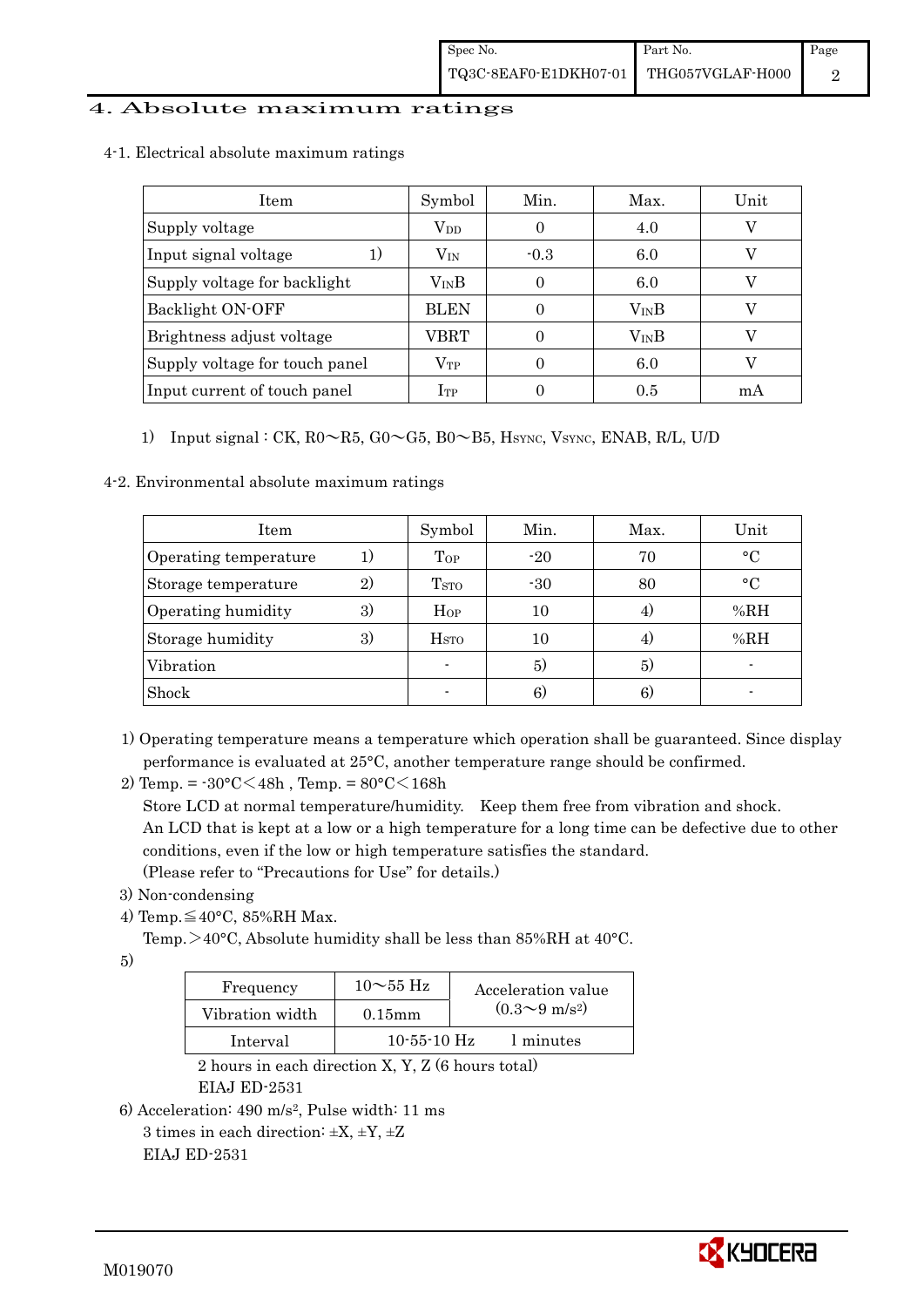# 4. Absolute maximum ratings

4-1. Electrical absolute maximum ratings

| Item | Symbol | Min. | Max. | Unit |
|---|---|---|---|---|
| Supply voltage | $V_{DD}$ | 0 | 4.0 | V |
| Input signal voltage 1) | $V_{IN}$ | -0.3 | 6.0 | V |
| Supply voltage for backlight | $V_{IN}B$ | 0 | 6.0 | V |
| Backlight ON-OFF | BLEN | 0 | $V_{IN}B$ | V |
| Brightness adjust voltage | VBRT | 0 | $V_{IN}B$ | V |
| Supply voltage for touch panel | $V_{TP}$ | 0 | 6.0 | V |
| Input current of touch panel | $I_{TP}$ | 0 | 0.5 | mA |

1) Input signal : CK, R0～R5, G0～G5, B0～B5, $H_{SYNC}$, $V_{SYNC}$, ENAB, R/L, U/D

4-2. Environmental absolute maximum ratings

| Item | Symbol | Min. | Max. | Unit |
|---|---|---|---|---|
| Operating temperature 1) | $T_{OP}$ | -20 | 70 | °C |
| Storage temperature 2) | $T_{STO}$ | -30 | 80 | °C |
| Operating humidity 3) | $H_{OP}$ | 10 | 4) | %RH |
| Storage humidity 3) | $H_{STO}$ | 10 | 4) | %RH |
| Vibration | - | 5) | 5) | - |
| Shock | - | 6) | 6) | - |

1) Operating temperature means a temperature which operation shall be guaranteed. Since display performance is evaluated at 25°C, another temperature range should be confirmed.

2) Temp. = -30°C＜48h , Temp. = 80°C＜168h
Store LCD at normal temperature/humidity. Keep them free from vibration and shock.
An LCD that is kept at a low or a high temperature for a long time can be defective due to other conditions, even if the low or high temperature satisfies the standard.
(Please refer to "Precautions for Use" for details.)

3) Non-condensing

4) Temp.≦40°C, 85%RH Max.
Temp.＞40°C, Absolute humidity shall be less than 85%RH at 40°C.

5)

| Frequency | 10～55 Hz | Acceleration value ($0.3$～$9\ m/s^2$) |
|---|---|---|
| Vibration width | 0.15mm | |
| Interval | 10-55-10 Hz | 1 minutes |

2 hours in each direction X, Y, Z (6 hours total)
EIAJ ED-2531

6) Acceleration: $490\ m/s^2$, Pulse width: 11 ms
3 times in each direction: ±X, ±Y, ±Z
EIAJ ED-2531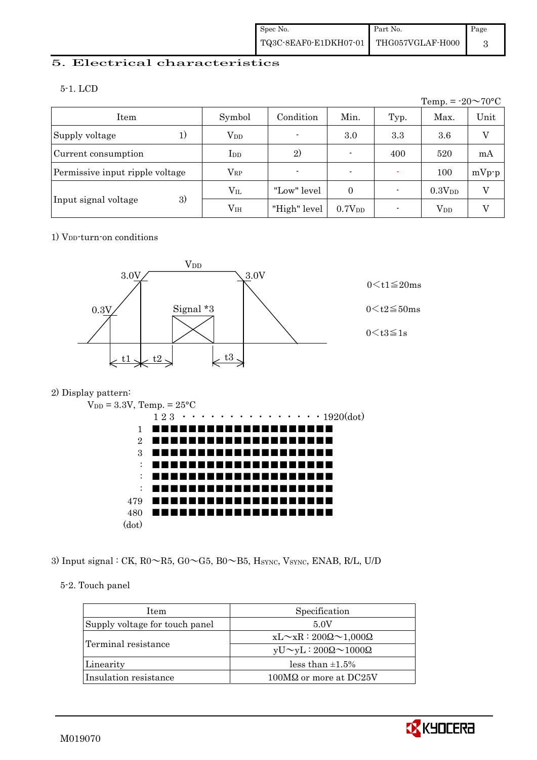## 5. Electrical characteristics

### 5-1. LCD

Temp. = -20～70°C

| Item | | Symbol | Condition | Min. | Typ. | Max. | Unit |
|---|---|---|---|---|---|---|---|
| Supply voltage | 1) | $V_{DD}$ | - | 3.0 | 3.3 | 3.6 | V |
| Current consumption | | $I_{DD}$ | 2) | - | 400 | 520 | mA |
| Permissive input ripple voltage | | $V_{RP}$ | - | - | - | 100 | mVp-p |
| Input signal voltage | 3) | $V_{IL}$ | "Low" level | 0 | - | $0.3V_{DD}$ | V |
| | | $V_{IH}$ | "High" level | $0.7V_{DD}$ | - | $V_{DD}$ | V |

1) $V_{DD}$-turn-on conditions

$V_{DD}$

3.0V　3.0V　0.3V　Signal *3

t1　t2　t3

$0 < t1 \leqq 20ms$

$0 < t2 \leqq 50ms$

$0 < t3 \leqq 1s$

2) Display pattern:

$V_{DD}$ = 3.3V, Temp. = 25°C

1 2 3 · · · · · · · · · · · · · · · 1920(dot)

1, 2, 3, :, :, :, 479, 480 (dot)

3) Input signal : CK, R0～R5, G0～G5, B0～B5, $H_{SYNC}$, $V_{SYNC}$, ENAB, R/L, U/D

### 5-2. Touch panel

| Item | Specification |
|---|---|
| Supply voltage for touch panel | 5.0V |
| Terminal resistance | xL～xR : 200Ω～1,000Ω |
| | yU～yL : 200Ω～1000Ω |
| Linearity | less than ±1.5% |
| Insulation resistance | 100MΩ or more at DC25V |

M019070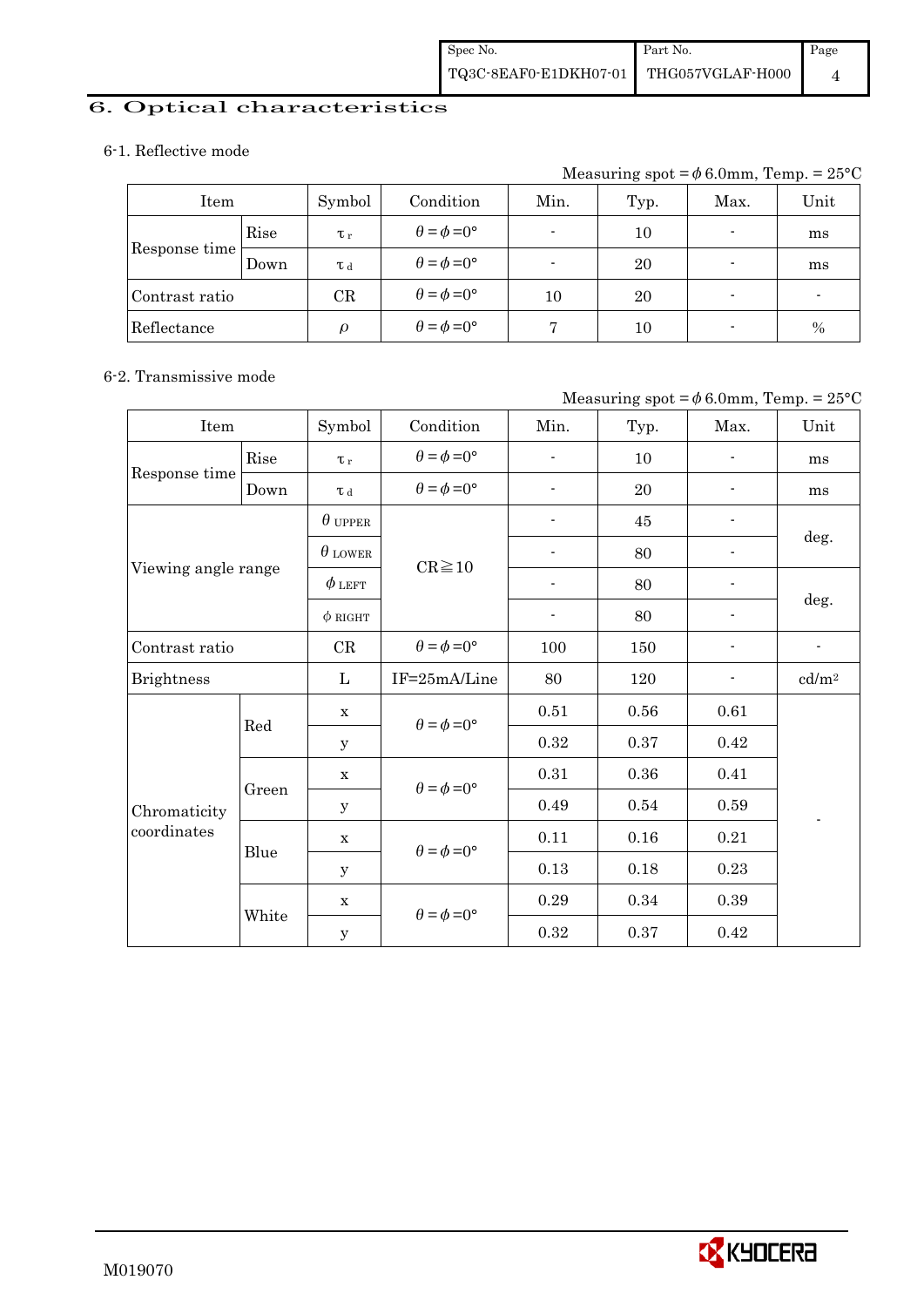## 6. Optical characteristics

### 6-1. Reflective mode

Measuring spot = $\phi$ 6.0mm, Temp. = 25°C

| Item | | Symbol | Condition | Min. | Typ. | Max. | Unit |
|---|---|---|---|---|---|---|---|
| Response time | Rise | $\tau_r$ | $\theta=\phi=0°$ | - | 10 | - | ms |
| | Down | $\tau_d$ | $\theta=\phi=0°$ | - | 20 | - | ms |
| Contrast ratio | | CR | $\theta=\phi=0°$ | 10 | 20 | - | - |
| Reflectance | | $\rho$ | $\theta=\phi=0°$ | 7 | 10 | - | % |

### 6-2. Transmissive mode

Measuring spot = $\phi$ 6.0mm, Temp. = 25°C

| Item | | Symbol | Condition | Min. | Typ. | Max. | Unit |
|---|---|---|---|---|---|---|---|
| Response time | Rise | $\tau_r$ | $\theta=\phi=0°$ | - | 10 | - | ms |
| | Down | $\tau_d$ | $\theta=\phi=0°$ | - | 20 | - | ms |
| Viewing angle range | | $\theta_{UPPER}$ | CR≧10 | - | 45 | - | deg. |
| | | $\theta_{LOWER}$ | | - | 80 | - | |
| | | $\phi_{LEFT}$ | | - | 80 | - | deg. |
| | | $\phi_{RIGHT}$ | | - | 80 | - | |
| Contrast ratio | | CR | $\theta=\phi=0°$ | 100 | 150 | - | - |
| Brightness | | L | IF=25mA/Line | 80 | 120 | - | cd/m$^2$ |
| Chromaticity coordinates | Red | x | $\theta=\phi=0°$ | 0.51 | 0.56 | 0.61 | - |
| | | y | | 0.32 | 0.37 | 0.42 | |
| | Green | x | $\theta=\phi=0°$ | 0.31 | 0.36 | 0.41 | |
| | | y | | 0.49 | 0.54 | 0.59 | |
| | Blue | x | $\theta=\phi=0°$ | 0.11 | 0.16 | 0.21 | |
| | | y | | 0.13 | 0.18 | 0.23 | |
| | White | x | $\theta=\phi=0°$ | 0.29 | 0.34 | 0.39 | |
| | | y | | 0.32 | 0.37 | 0.42 | |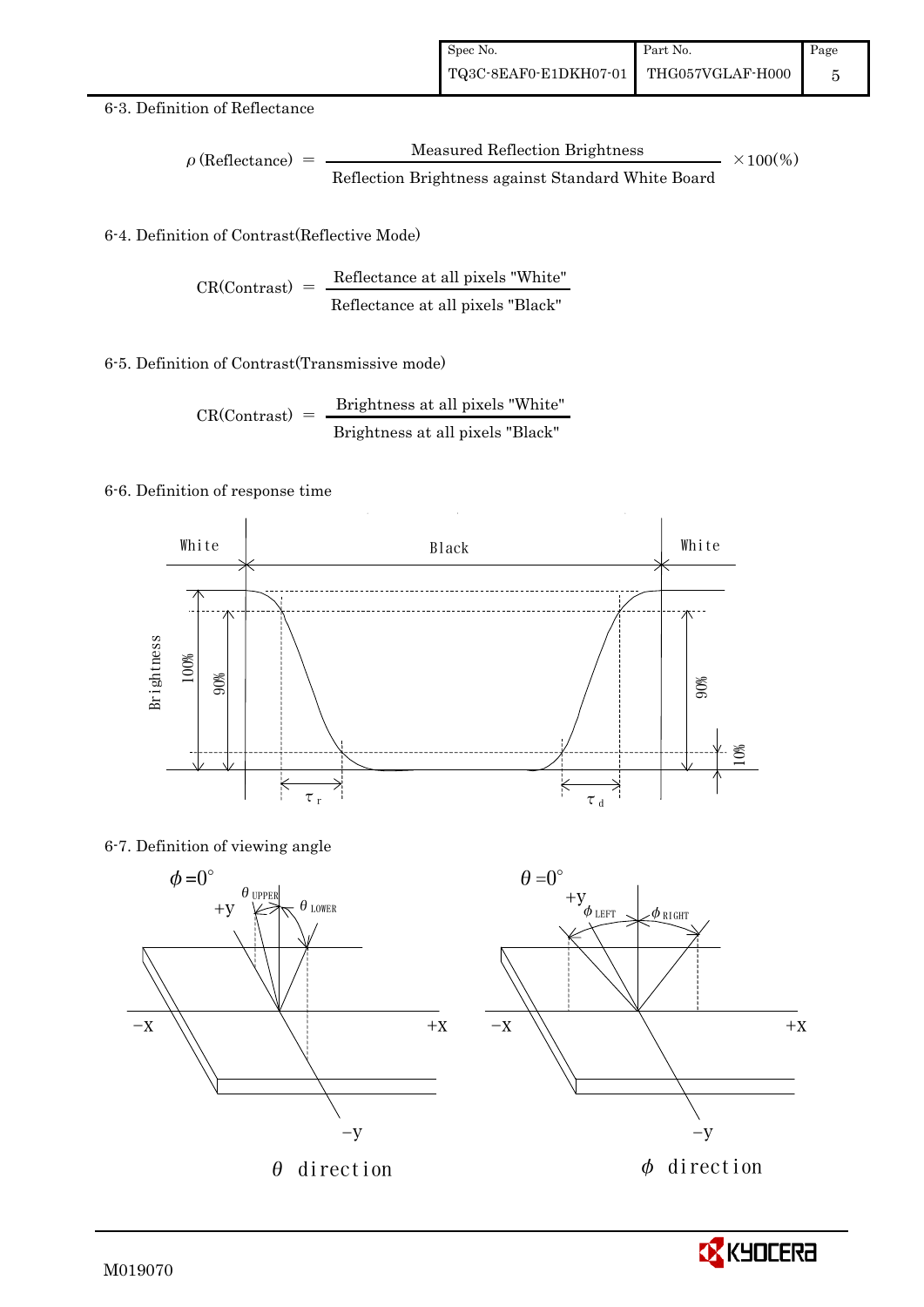6-3. Definition of Reflectance

$$\rho\,(\text{Reflectance}) = \frac{\text{Measured Reflection Brightness}}{\text{Reflection Brightness against Standard White Board}} \times 100(\%)$$

6-4. Definition of Contrast(Reflective Mode)

$$\text{CR(Contrast)} = \frac{\text{Reflectance at all pixels "White"}}{\text{Reflectance at all pixels "Black"}}$$

6-5. Definition of Contrast(Transmissive mode)

$$\text{CR(Contrast)} = \frac{\text{Brightness at all pixels "White"}}{\text{Brightness at all pixels "Black"}}$$

6-6. Definition of response time

White Black White

Brightness 100% 90% 90% 10%

$\tau_r$ $\tau_d$

6-7. Definition of viewing angle

$\phi = 0°$ $\theta_{UPPER}$ $\theta_{LOWER}$ +y −x +x −y

$\theta$ direction

$\theta = 0°$ $\phi_{LEFT}$ $\phi_{RIGHT}$ +y −x +x −y

$\phi$ direction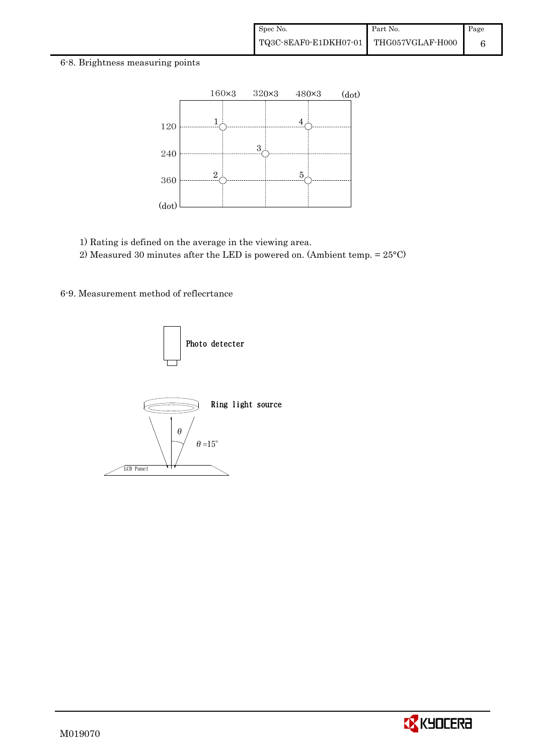6-8. Brightness measuring points

1) Rating is defined on the average in the viewing area.
2) Measured 30 minutes after the LED is powered on. (Ambient temp. = 25°C)

6-9. Measurement method of reflecrtance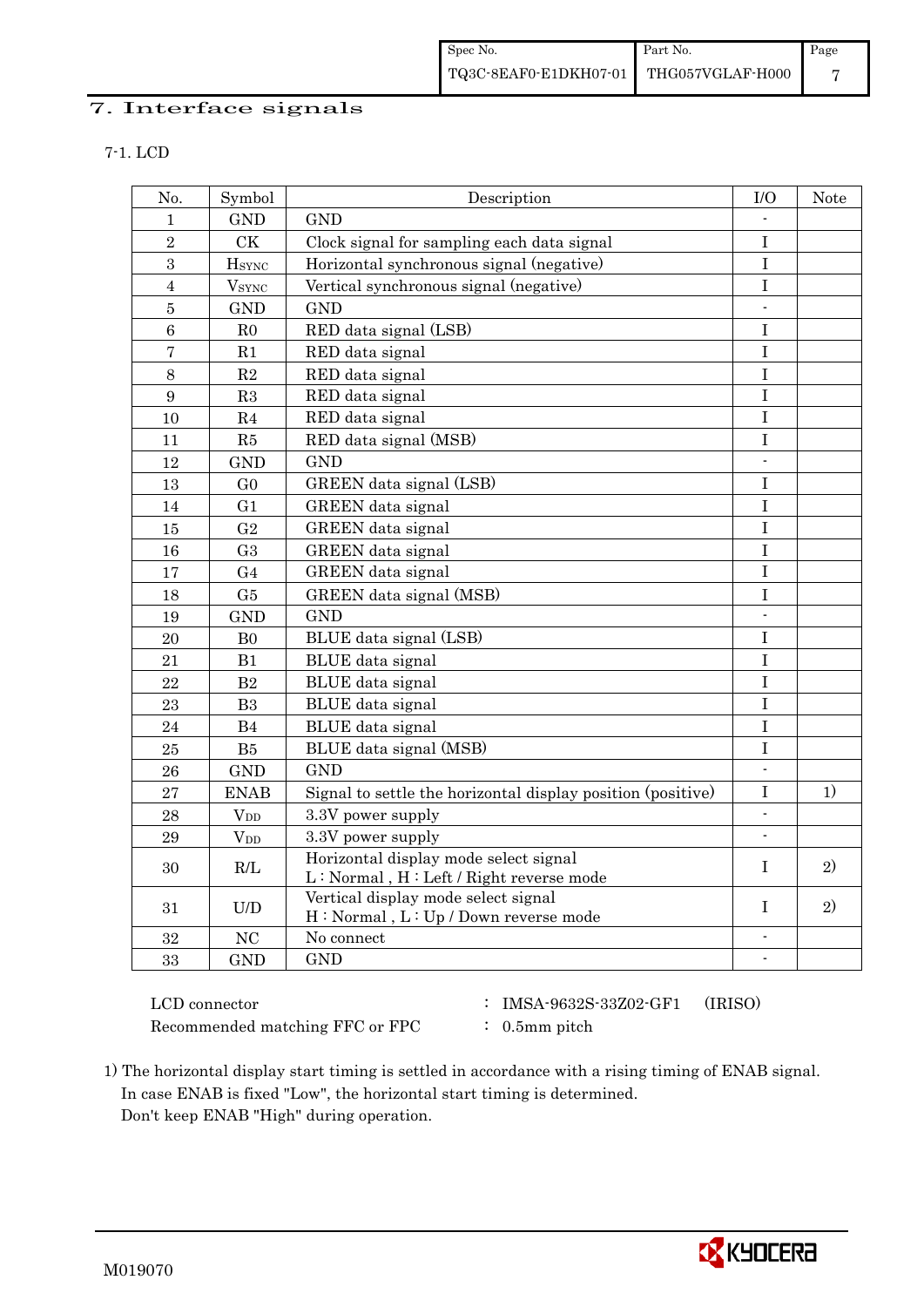# 7. Interface signals

## 7-1. LCD

| No. | Symbol | Description | I/O | Note |
|---|---|---|---|---|
| 1 | GND | GND | - | |
| 2 | CK | Clock signal for sampling each data signal | I | |
| 3 | $H_{SYNC}$ | Horizontal synchronous signal (negative) | I | |
| 4 | $V_{SYNC}$ | Vertical synchronous signal (negative) | I | |
| 5 | GND | GND | - | |
| 6 | R0 | RED data signal (LSB) | I | |
| 7 | R1 | RED data signal | I | |
| 8 | R2 | RED data signal | I | |
| 9 | R3 | RED data signal | I | |
| 10 | R4 | RED data signal | I | |
| 11 | R5 | RED data signal (MSB) | I | |
| 12 | GND | GND | - | |
| 13 | G0 | GREEN data signal (LSB) | I | |
| 14 | G1 | GREEN data signal | I | |
| 15 | G2 | GREEN data signal | I | |
| 16 | G3 | GREEN data signal | I | |
| 17 | G4 | GREEN data signal | I | |
| 18 | G5 | GREEN data signal (MSB) | I | |
| 19 | GND | GND | - | |
| 20 | B0 | BLUE data signal (LSB) | I | |
| 21 | B1 | BLUE data signal | I | |
| 22 | B2 | BLUE data signal | I | |
| 23 | B3 | BLUE data signal | I | |
| 24 | B4 | BLUE data signal | I | |
| 25 | B5 | BLUE data signal (MSB) | I | |
| 26 | GND | GND | - | |
| 27 | ENAB | Signal to settle the horizontal display position (positive) | I | 1) |
| 28 | $V_{DD}$ | 3.3V power supply | - | |
| 29 | $V_{DD}$ | 3.3V power supply | - | |
| 30 | R/L | Horizontal display mode select signal<br>L : Normal , H : Left / Right reverse mode | I | 2) |
| 31 | U/D | Vertical display mode select signal<br>H : Normal , L : Up / Down reverse mode | I | 2) |
| 32 | NC | No connect | - | |
| 33 | GND | GND | - | |

LCD connector : IMSA-9632S-33Z02-GF1 (IRISO)
Recommended matching FFC or FPC : 0.5mm pitch

1) The horizontal display start timing is settled in accordance with a rising timing of ENAB signal.
In case ENAB is fixed "Low", the horizontal start timing is determined.
Don't keep ENAB "High" during operation.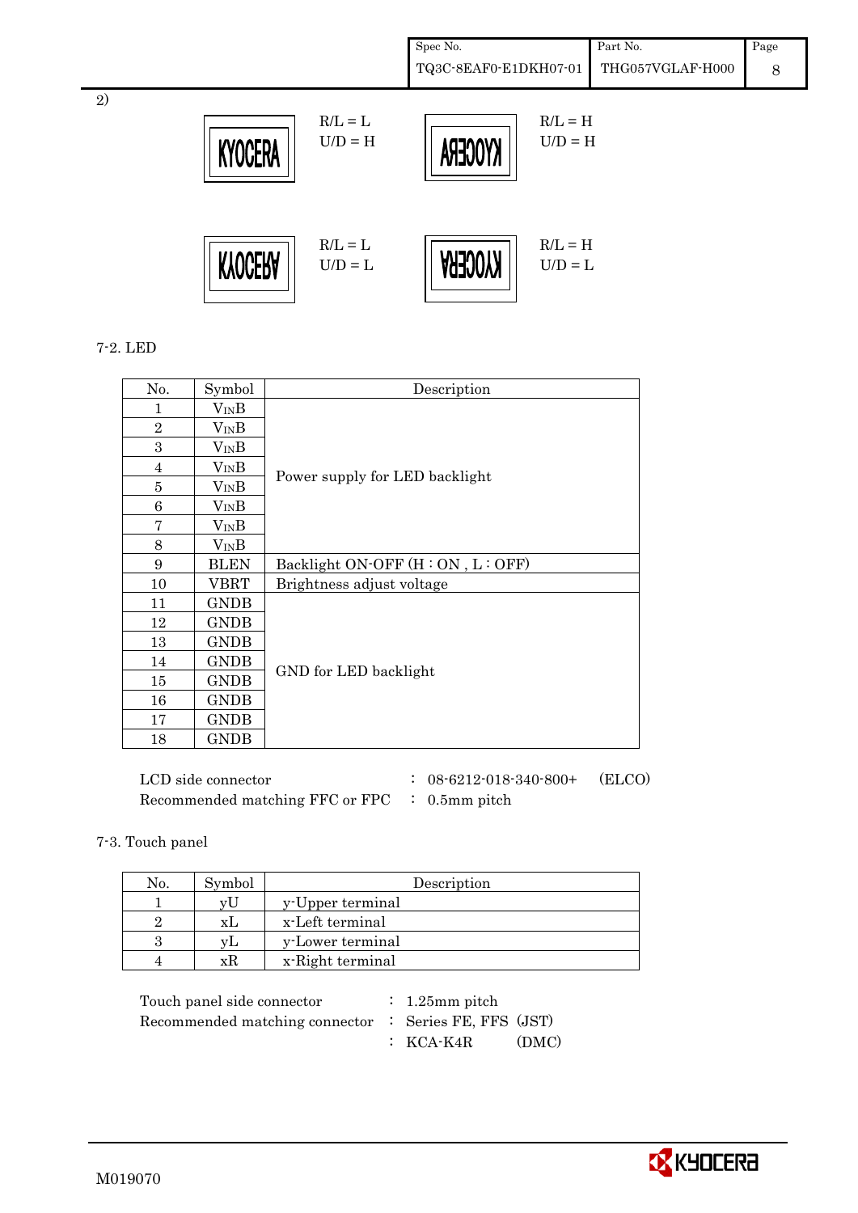2)

| | R/L = L<br>U/D = H | | R/L = H<br>U/D = H |
|---|---|---|---|
| | R/L = L<br>U/D = L | | R/L = H<br>U/D = L |

7-2. LED

| No. | Symbol | Description |
|---|---|---|
| 1 | $V_{IN}B$ | Power supply for LED backlight |
| 2 | $V_{IN}B$ | |
| 3 | $V_{IN}B$ | |
| 4 | $V_{IN}B$ | |
| 5 | $V_{IN}B$ | |
| 6 | $V_{IN}B$ | |
| 7 | $V_{IN}B$ | |
| 8 | $V_{IN}B$ | |
| 9 | BLEN | Backlight ON-OFF (H : ON , L : OFF) |
| 10 | VBRT | Brightness adjust voltage |
| 11 | GNDB | GND for LED backlight |
| 12 | GNDB | |
| 13 | GNDB | |
| 14 | GNDB | |
| 15 | GNDB | |
| 16 | GNDB | |
| 17 | GNDB | |
| 18 | GNDB | |

LCD side connector : 08-6212-018-340-800+ (ELCO)
Recommended matching FFC or FPC : 0.5mm pitch

7-3. Touch panel

| No. | Symbol | Description |
|---|---|---|
| 1 | yU | y-Upper terminal |
| 2 | xL | x-Left terminal |
| 3 | yL | y-Lower terminal |
| 4 | xR | x-Right terminal |

Touch panel side connector : 1.25mm pitch
Recommended matching connector : Series FE, FFS (JST)
: KCA-K4R (DMC)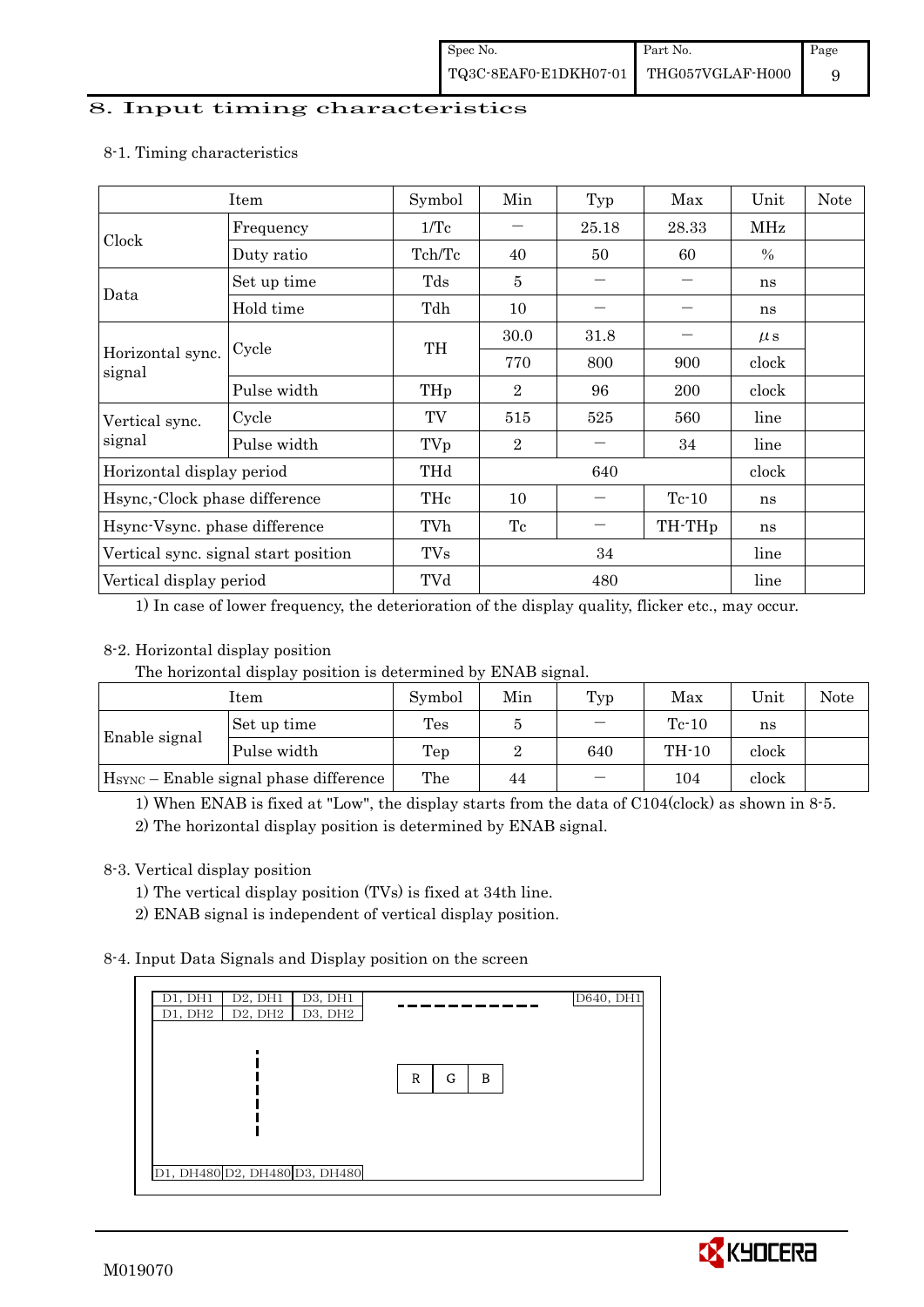## 8. Input timing characteristics

8-1. Timing characteristics

| Item | | Symbol | Min | Typ | Max | Unit | Note |
|---|---|---|---|---|---|---|---|
| Clock | Frequency | 1/Tc | — | 25.18 | 28.33 | MHz | |
| | Duty ratio | Tch/Tc | 40 | 50 | 60 | % | |
| Data | Set up time | Tds | 5 | — | — | ns | |
| | Hold time | Tdh | 10 | — | — | ns | |
| Horizontal sync. signal | Cycle | TH | 30.0 | 31.8 | — | μs | |
| | | | 770 | 800 | 900 | clock | |
| | Pulse width | THp | 2 | 96 | 200 | clock | |
| Vertical sync. signal | Cycle | TV | 515 | 525 | 560 | line | |
| | Pulse width | TVp | 2 | — | 34 | line | |
| Horizontal display period | | THd | | 640 | | clock | |
| Hsync,-Clock phase difference | | THc | 10 | — | Tc-10 | ns | |
| Hsync-Vsync. phase difference | | TVh | Tc | — | TH-THp | ns | |
| Vertical sync. signal start position | | TVs | | 34 | | line | |
| Vertical display period | | TVd | | 480 | | line | |

1) In case of lower frequency, the deterioration of the display quality, flicker etc., may occur.

8-2. Horizontal display position

The horizontal display position is determined by ENAB signal.

| Item | | Symbol | Min | Typ | Max | Unit | Note |
|---|---|---|---|---|---|---|---|
| Enable signal | Set up time | Tes | 5 | — | Tc-10 | ns | |
| | Pulse width | Tep | 2 | 640 | TH-10 | clock | |
| $H_{SYNC}$ – Enable signal phase difference | | The | 44 | — | 104 | clock | |

1) When ENAB is fixed at "Low", the display starts from the data of C104(clock) as shown in 8-5.

2) The horizontal display position is determined by ENAB signal.

8-3. Vertical display position

1) The vertical display position (TVs) is fixed at 34th line.

2) ENAB signal is independent of vertical display position.

8-4. Input Data Signals and Display position on the screen

| D1, DH1 | D2, DH1 | D3, DH1 | - - - - - - - - - - - | D640, DH1 |
|---|---|---|---|---|
| D1, DH2 | D2, DH2 | D3, DH2 | | |
| | ⋮ | | R G B | |
| D1, DH480 | D2, DH480 | D3, DH480 | | |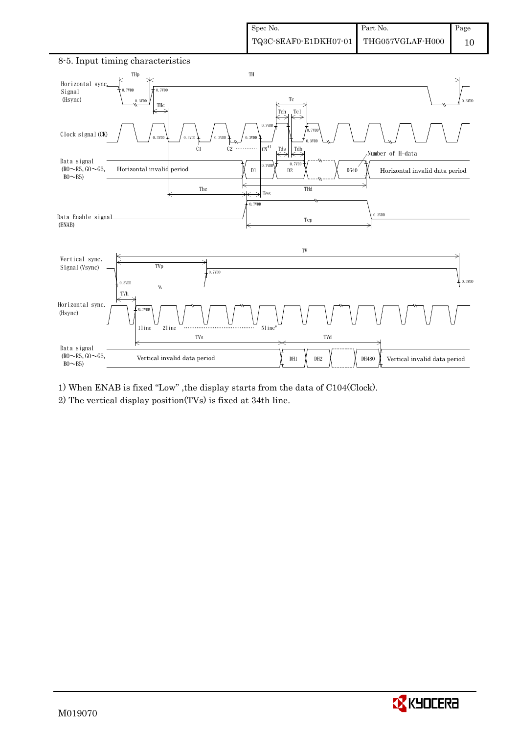## 8-5. Input timing characteristics

Horizontal sync. Signal (Hsync)

Clock signal (CK)

Data signal (R0~R5, G0~G5, B0~B5)

Horizontal invalid period | D1 | D2 | D640 | Horizontal invalid data period

Number of H-data

Data Enable signal (ENAB)

THp, TH, THc, Tc, Tch, Tcl, Tds, Tdh, The, THd, Tes, Tep

C1, C2, CN*1

Vertical sync. Signal (Vsync)

Horizontal sync. (Hsync)

Data signal (R0~R5, G0~G5, B0~B5)

Vertical invalid data period | DH1 | DH2 | DH480 | Vertical invalid data period

TV, TVp, TVh, TVs, TVd

1line, 2line, Nline*

1) When ENAB is fixed "Low" ,the display starts from the data of C104(Clock).

2) The vertical display position(TVs) is fixed at 34th line.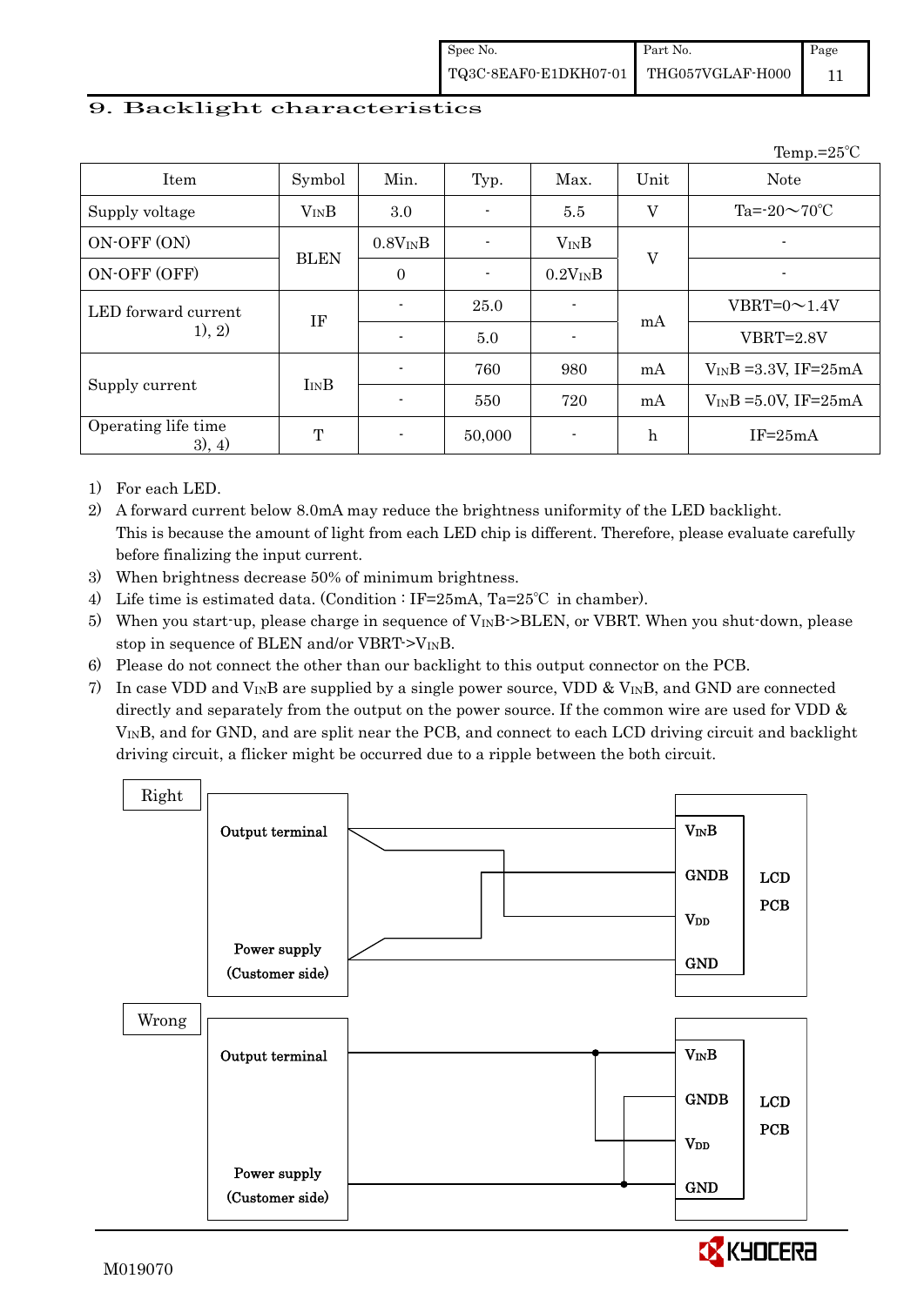## 9. Backlight characteristics

Temp.=25℃

| Item | Symbol | Min. | Typ. | Max. | Unit | Note |
|---|---|---|---|---|---|---|
| Supply voltage | $V_{IN}B$ | 3.0 | - | 5.5 | V | Ta=-20～70℃ |
| ON-OFF (ON) | BLEN | $0.8V_{IN}B$ | - | $V_{IN}B$ | V | - |
| ON-OFF (OFF) | | 0 | - | $0.2V_{IN}B$ | | - |
| LED forward current 1), 2) | IF | - | 25.0 | - | mA | VBRT=0～1.4V |
| | | - | 5.0 | - | | VBRT=2.8V |
| Supply current | $I_{IN}B$ | - | 760 | 980 | mA | $V_{IN}B$ =3.3V, IF=25mA |
| | | - | 550 | 720 | mA | $V_{IN}B$ =5.0V, IF=25mA |
| Operating life time 3), 4) | T | - | 50,000 | - | h | IF=25mA |

1) For each LED.
2) A forward current below 8.0mA may reduce the brightness uniformity of the LED backlight. This is because the amount of light from each LED chip is different. Therefore, please evaluate carefully before finalizing the input current.
3) When brightness decrease 50% of minimum brightness.
4) Life time is estimated data. (Condition : IF=25mA, Ta=25℃ in chamber).
5) When you start-up, please charge in sequence of $V_{IN}B$->BLEN, or VBRT. When you shut-down, please stop in sequence of BLEN and/or VBRT->$V_{IN}B$.
6) Please do not connect the other than our backlight to this output connector on the PCB.
7) In case VDD and $V_{IN}B$ are supplied by a single power source, VDD & $V_{IN}B$, and GND are connected directly and separately from the output on the power source. If the common wire are used for VDD & $V_{IN}B$, and for GND, and are split near the PCB, and connect to each LCD driving circuit and backlight driving circuit, a flicker might be occurred due to a ripple between the both circuit.

Right

Output terminal / Power supply (Customer side) — $V_{IN}B$, GNDB, $V_{DD}$, GND — LCD PCB

Wrong

Output terminal / Power supply (Customer side) — $V_{IN}B$, GNDB, $V_{DD}$, GND — LCD PCB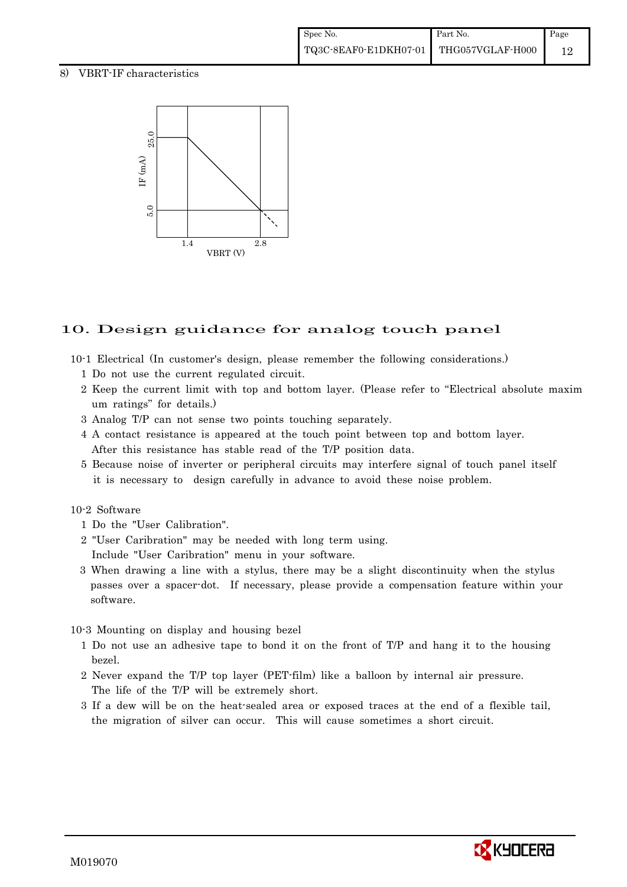8) VBRT-IF characteristics

## 10. Design guidance for analog touch panel

10-1 Electrical (In customer's design, please remember the following considerations.)

1 Do not use the current regulated circuit.

2 Keep the current limit with top and bottom layer. (Please refer to "Electrical absolute maxim um ratings" for details.)

3 Analog T/P can not sense two points touching separately.

4 A contact resistance is appeared at the touch point between top and bottom layer. After this resistance has stable read of the T/P position data.

5 Because noise of inverter or peripheral circuits may interfere signal of touch panel itself it is necessary to design carefully in advance to avoid these noise problem.

10-2 Software

1 Do the "User Calibration".

2 "User Caribration" may be needed with long term using. Include "User Caribration" menu in your software.

3 When drawing a line with a stylus, there may be a slight discontinuity when the stylus passes over a spacer-dot. If necessary, please provide a compensation feature within your software.

10-3 Mounting on display and housing bezel

1 Do not use an adhesive tape to bond it on the front of T/P and hang it to the housing bezel.

2 Never expand the T/P top layer (PET-film) like a balloon by internal air pressure. The life of the T/P will be extremely short.

3 If a dew will be on the heat-sealed area or exposed traces at the end of a flexible tail, the migration of silver can occur. This will cause sometimes a short circuit.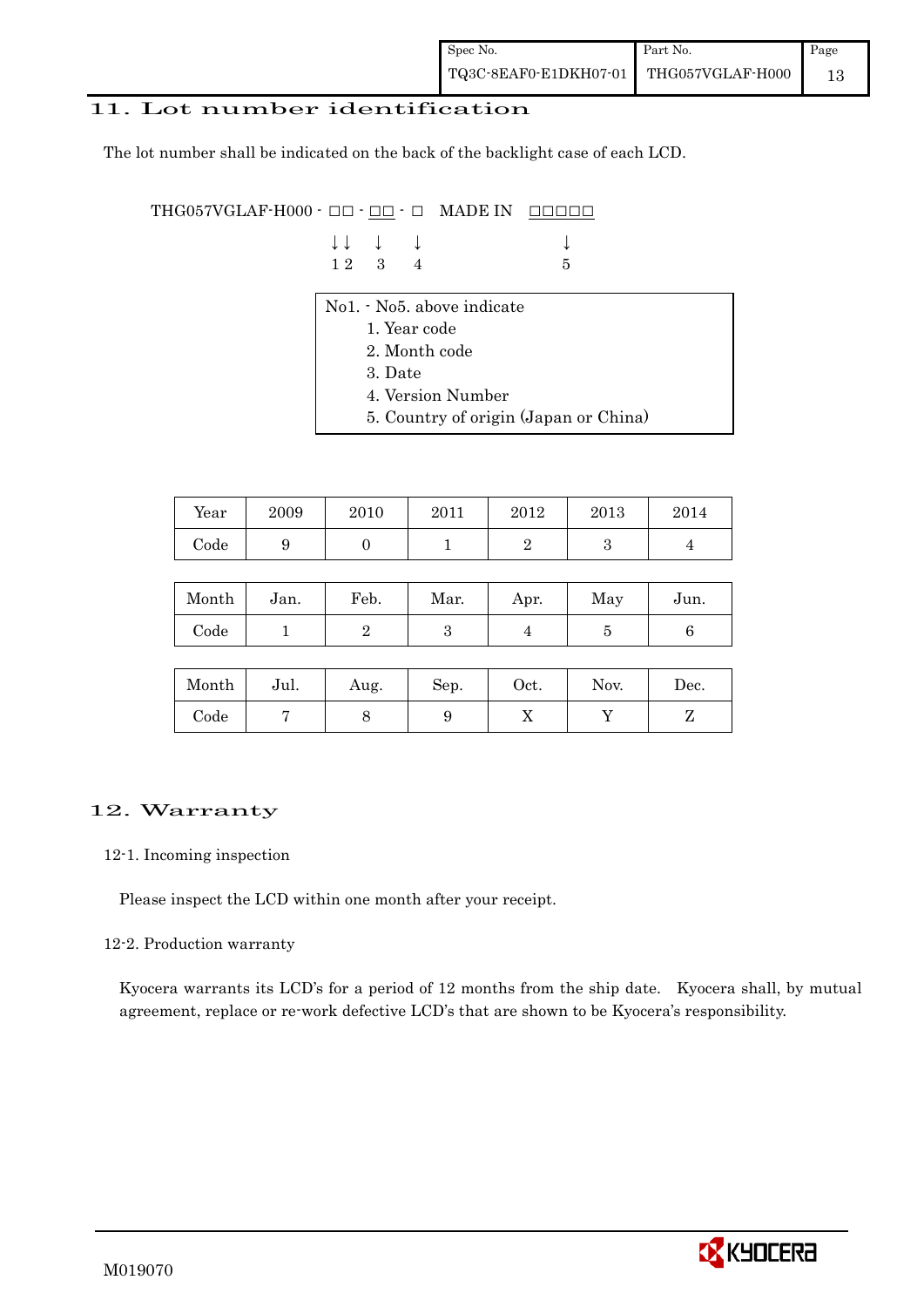## 11. Lot number identification

The lot number shall be indicated on the back of the backlight case of each LCD.

```
THG057VGLAF-H000 - □□ - □□ - □   MADE IN  □□□□□
                   ↓↓   ↓    ↓             ↓
                   1 2  3    4             5
```

No1. - No5. above indicate

1. Year code
2. Month code
3. Date
4. Version Number
5. Country of origin (Japan or China)

| Year | 2009 | 2010 | 2011 | 2012 | 2013 | 2014 |
|---|---|---|---|---|---|---|
| Code | 9 | 0 | 1 | 2 | 3 | 4 |

| Month | Jan. | Feb. | Mar. | Apr. | May | Jun. |
|---|---|---|---|---|---|---|
| Code | 1 | 2 | 3 | 4 | 5 | 6 |

| Month | Jul. | Aug. | Sep. | Oct. | Nov. | Dec. |
|---|---|---|---|---|---|---|
| Code | 7 | 8 | 9 | X | Y | Z |

## 12. Warranty

### 12-1. Incoming inspection

Please inspect the LCD within one month after your receipt.

### 12-2. Production warranty

Kyocera warrants its LCD's for a period of 12 months from the ship date. Kyocera shall, by mutual agreement, replace or re-work defective LCD's that are shown to be Kyocera's responsibility.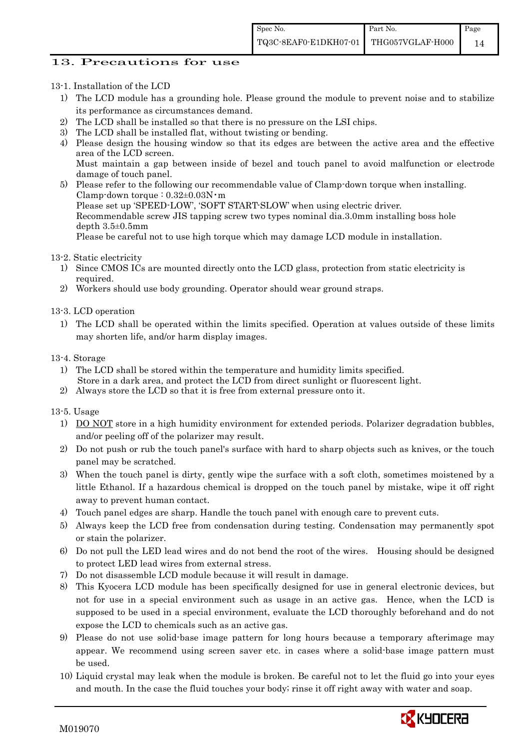## 13. Precautions for use

13-1. Installation of the LCD

1) The LCD module has a grounding hole. Please ground the module to prevent noise and to stabilize its performance as circumstances demand.
2) The LCD shall be installed so that there is no pressure on the LSI chips.
3) The LCD shall be installed flat, without twisting or bending.
4) Please design the housing window so that its edges are between the active area and the effective area of the LCD screen.
   Must maintain a gap between inside of bezel and touch panel to avoid malfunction or electrode damage of touch panel.
5) Please refer to the following our recommendable value of Clamp-down torque when installing.
   Clamp-down torque : 0.32±0.03N・m
   Please set up 'SPEED-LOW', 'SOFT START-SLOW' when using electric driver.
   Recommendable screw JIS tapping screw two types nominal dia.3.0mm installing boss hole depth 3.5±0.5mm
   Please be careful not to use high torque which may damage LCD module in installation.

13-2. Static electricity

1) Since CMOS ICs are mounted directly onto the LCD glass, protection from static electricity is required.
2) Workers should use body grounding. Operator should wear ground straps.

13-3. LCD operation

1) The LCD shall be operated within the limits specified. Operation at values outside of these limits may shorten life, and/or harm display images.

13-4. Storage

1) The LCD shall be stored within the temperature and humidity limits specified.
   Store in a dark area, and protect the LCD from direct sunlight or fluorescent light.
2) Always store the LCD so that it is free from external pressure onto it.

13-5. Usage

1) DO NOT store in a high humidity environment for extended periods. Polarizer degradation bubbles, and/or peeling off of the polarizer may result.
2) Do not push or rub the touch panel's surface with hard to sharp objects such as knives, or the touch panel may be scratched.
3) When the touch panel is dirty, gently wipe the surface with a soft cloth, sometimes moistened by a little Ethanol. If a hazardous chemical is dropped on the touch panel by mistake, wipe it off right away to prevent human contact.
4) Touch panel edges are sharp. Handle the touch panel with enough care to prevent cuts.
5) Always keep the LCD free from condensation during testing. Condensation may permanently spot or stain the polarizer.
6) Do not pull the LED lead wires and do not bend the root of the wires. Housing should be designed to protect LED lead wires from external stress.
7) Do not disassemble LCD module because it will result in damage.
8) This Kyocera LCD module has been specifically designed for use in general electronic devices, but not for use in a special environment such as usage in an active gas. Hence, when the LCD is supposed to be used in a special environment, evaluate the LCD thoroughly beforehand and do not expose the LCD to chemicals such as an active gas.
9) Please do not use solid-base image pattern for long hours because a temporary afterimage may appear. We recommend using screen saver etc. in cases where a solid-base image pattern must be used.
10) Liquid crystal may leak when the module is broken. Be careful not to let the fluid go into your eyes and mouth. In the case the fluid touches your body; rinse it off right away with water and soap.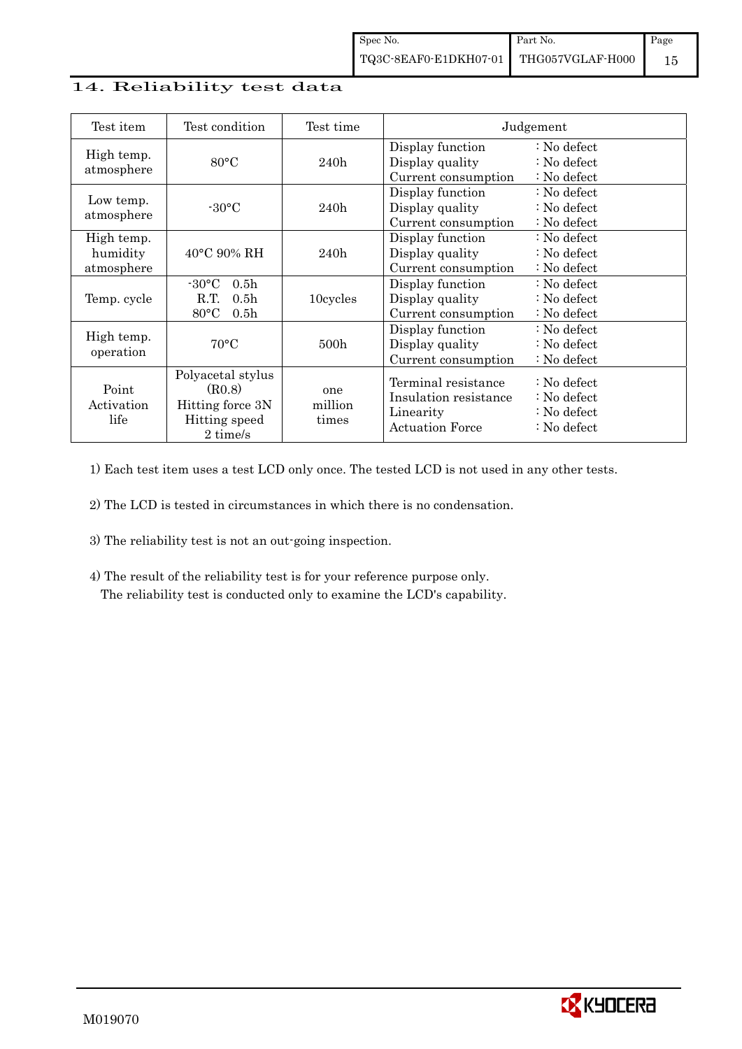## 14. Reliability test data

| Test item | Test condition | Test time | Judgement |
|---|---|---|---|
| High temp. atmosphere | 80°C | 240h | Display function : No defect<br>Display quality : No defect<br>Current consumption : No defect |
| Low temp. atmosphere | -30°C | 240h | Display function : No defect<br>Display quality : No defect<br>Current consumption : No defect |
| High temp. humidity atmosphere | 40°C 90% RH | 240h | Display function : No defect<br>Display quality : No defect<br>Current consumption : No defect |
| Temp. cycle | -30°C 0.5h<br>R.T. 0.5h<br>80°C 0.5h | 10cycles | Display function : No defect<br>Display quality : No defect<br>Current consumption : No defect |
| High temp. operation | 70°C | 500h | Display function : No defect<br>Display quality : No defect<br>Current consumption : No defect |
| Point Activation life | Polyacetal stylus (R0.8)<br>Hitting force 3N<br>Hitting speed 2 time/s | one million times | Terminal resistance : No defect<br>Insulation resistance : No defect<br>Linearity : No defect<br>Actuation Force : No defect |

1) Each test item uses a test LCD only once. The tested LCD is not used in any other tests.

2) The LCD is tested in circumstances in which there is no condensation.

3) The reliability test is not an out-going inspection.

4) The result of the reliability test is for your reference purpose only.
   The reliability test is conducted only to examine the LCD's capability.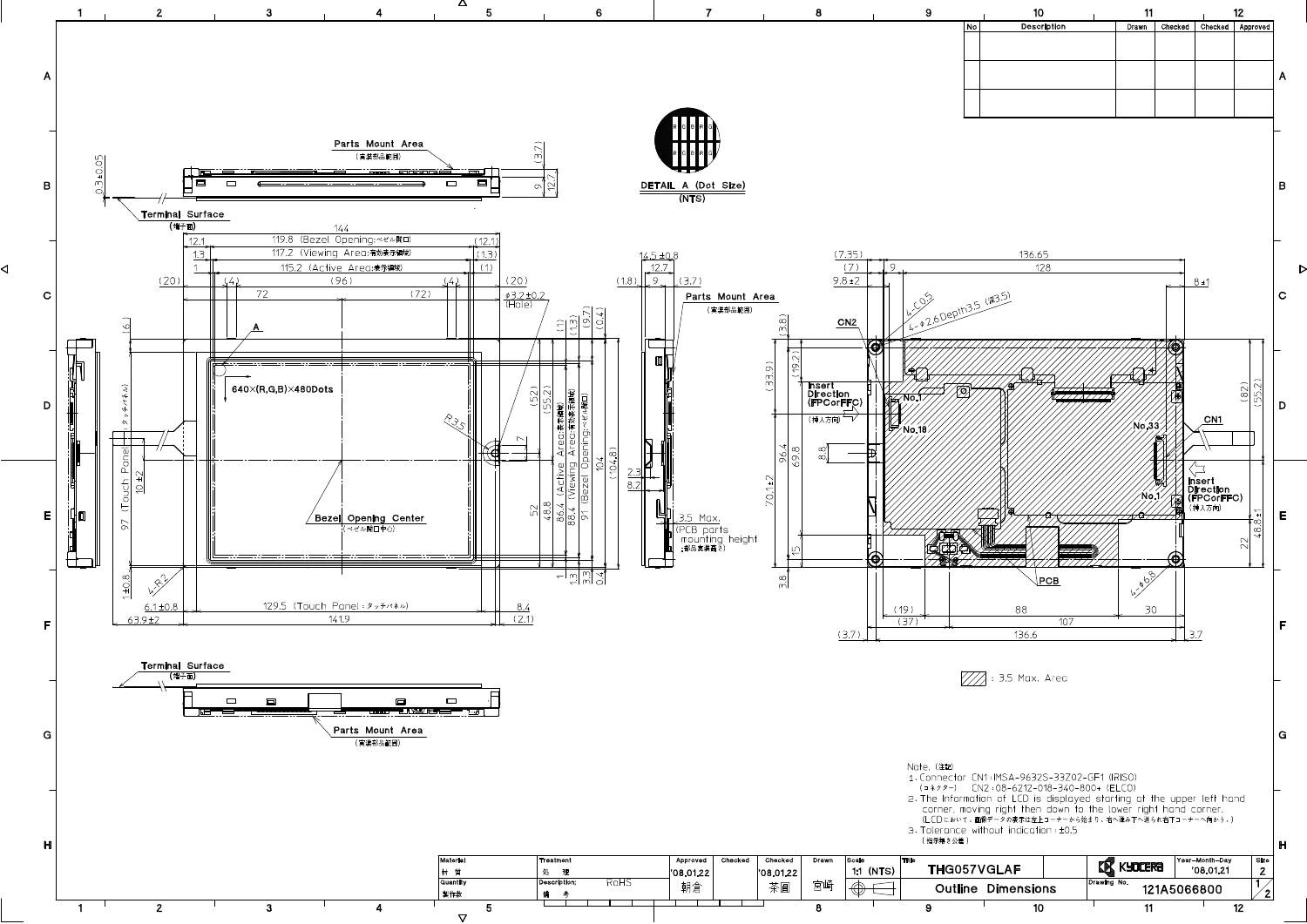| No | Description | Drawn | Checked | Checked | Approved |
|---|---|---|---|---|---|
| | | | | | |
| | | | | | |
| | | | | | |

Parts Mount Area (実装部品範囲)

Terminal Surface (端子面)

DETAIL A (Dot Size) (NTS)

640×(R,G,B)×480Dots

Bezel Opening Center (ベゼル開口中心)

CN1

CN2

Insert Direction (FPCorFFC) (挿入方向)

PCB

3.5 Max. (PCB parts mounting height : 部品実装高さ)

: 3.5 Max. Area

Note. (注記)

1. Connector CN1 : IMSA-9632S-33Z02-GF1 (IRISO)
   (コネクター) CN2 : 08-6212-018-340-800+ (ELCO)
2. The Information of LCD is displayed starting at the upper left hand corner, moving right then down to the lower right hand corner.
   (LCDにおいて、画像データの表示は左上コーナーから始まり、右へ進み下へ送られ右下コーナーへ向かう。)
3. Tolerance without indication : ±0.5
   (指示無き公差)

| Material 材質 | Treatment 処理 | Approved | Checked | Checked | Drawn | Scale | Title | | Year-Month-Day | Size |
|---|---|---|---|---|---|---|---|---|---|---|
| | | '08.01.22 | | '08.01.22 | | 1:1 (NTS) | THG057VGLAF | KYOCERA | '08.01.21 | 2 |
| Quantity 製作数 | Description; 備考 RoHS | 朝倉 | | 茶圓 | 宮崎 | | Outline Dimensions | Drawing No. 121A5066800 | | 1/2 |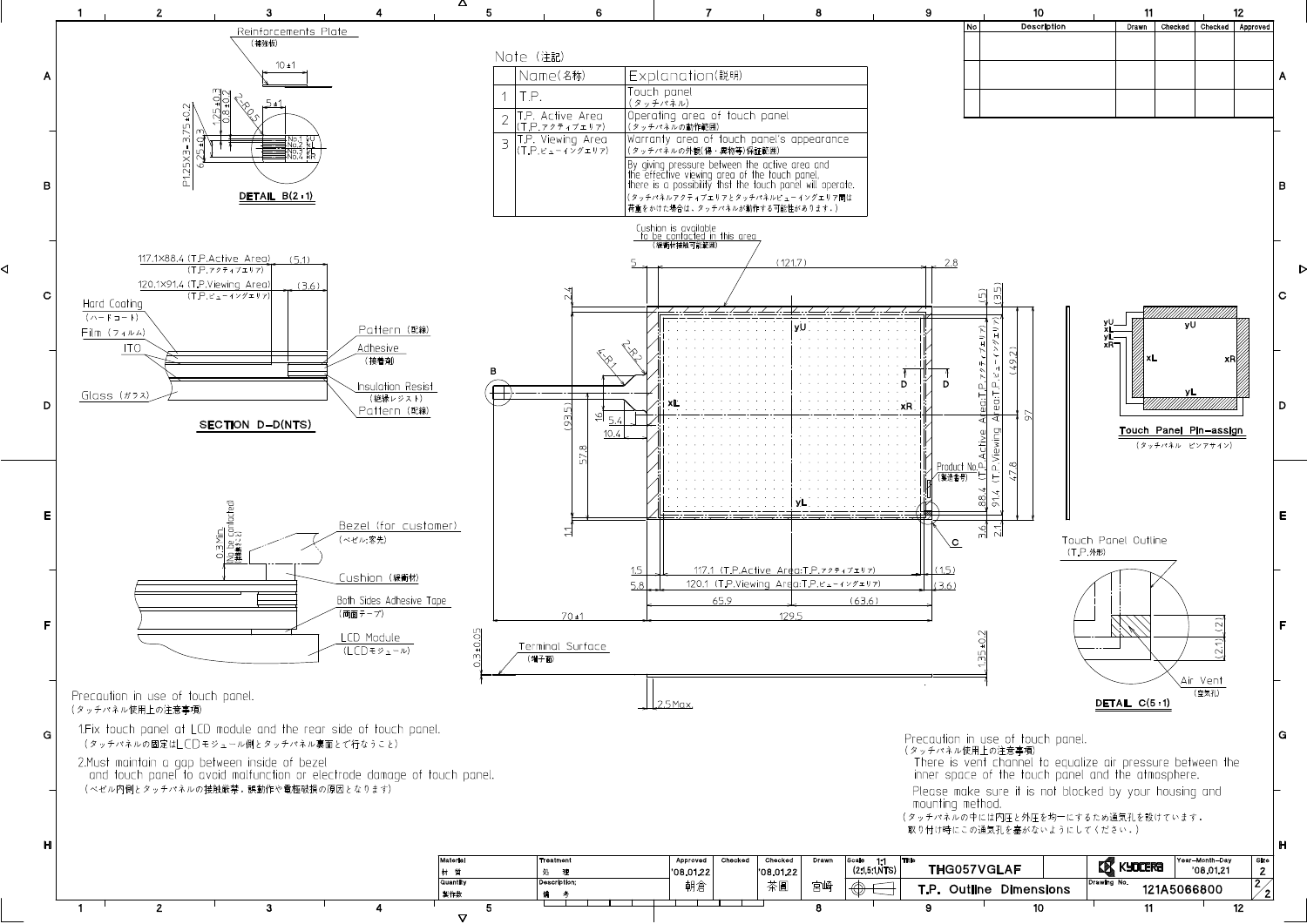## Note（注記）

| | Name(名称) | Explanation(説明) |
|---|---|---|
| 1 | T.P. | Touch panel (タッチパネル) |
| 2 | T.P. Active Area (T.P.アクティブエリア) | Operating area of touch panel (タッチパネルの動作範囲) |
| 3 | T.P. Viewing Area (T.P.ビューイングエリア) | Warranty area of touch panel's appearance (タッチパネルの外観(傷・異物等)保証範囲) |
| | | By giving pressure between the active area and the effective viewing area of the touch panel, there is a possibility that the touch panel will operate. (タッチパネルアクティブエリアとタッチパネルビューイングエリア間は荷重をかけた場合は、タッチパネルが動作する可能性があります。) |

Reinforcements Plate (補強板)

DETAIL B(2:1)

117.1×88.4 (T.P.Active Area) (T.P.アクティブエリア)

120.1×91.4 (T.P.Viewing Area) (T.P.ビューイングエリア)

Hard Coating (ハードコート)
Film (フィルム)
ITO
Glass (ガラス)
Pattern (配線)
Adhesive (接着剤)
Insulation Resist (絶縁レジスト)
Pattern (配線)

SECTION D-D(NTS)

Bezel (for customer) (ベゼル:客先)
Cushion (緩衝材)
Both Sides Adhesive Tape (両面テープ)
LCD Module (LCDモジュール)

Cushion is available to be contacted in this area (緩衝材接触可能範囲)

Product No. (製造番号)

Terminal Surface (端子面)

Touch Panel Pin-assign (タッチパネル ピンアサイン)

Touch Panel Outline (T.P.外形)

Air Vent (空気孔)

DETAIL C(5:1)

Precaution in use of touch panel.
(タッチパネル使用上の注意事項)

1. Fix touch panel at LCD module and the rear side of touch panel.
(タッチパネルの固定はLCDモジュール側とタッチパネル裏面とで行なうこと)

2. Must maintain a gap between inside of bezel and touch panel to avoid malfunction or electrode damage of touch panel.
(ベゼル内側とタッチパネルの接触厳禁，誤動作や電極破損の原因となります)

Precaution in use of touch panel.
(タッチパネル使用上の注意事項)

There is vent channel to equalize air pressure between the inner space of the touch panel and the atmosphere.

Please make sure it is not blocked by your housing and mounting method.

(タッチパネルの中には内圧と外圧を均一にするため通気孔を設けています。取り付け時にこの通気孔を塞がないようにしてください。)

| Approved | Checked | Checked | Drawn | Scale | Title | Year-Month-Day | Size |
|---|---|---|---|---|---|---|---|
| '08.01.22 朝倉 | | '08.01.22 茶圓 | 宮崎 | 1:1 (2:1,5:1,NTS) | THG057VGLAF | '08.01.21 | 2 |

T.P. Outline Dimensions — Drawing No. 121A5066800 — KYOCERA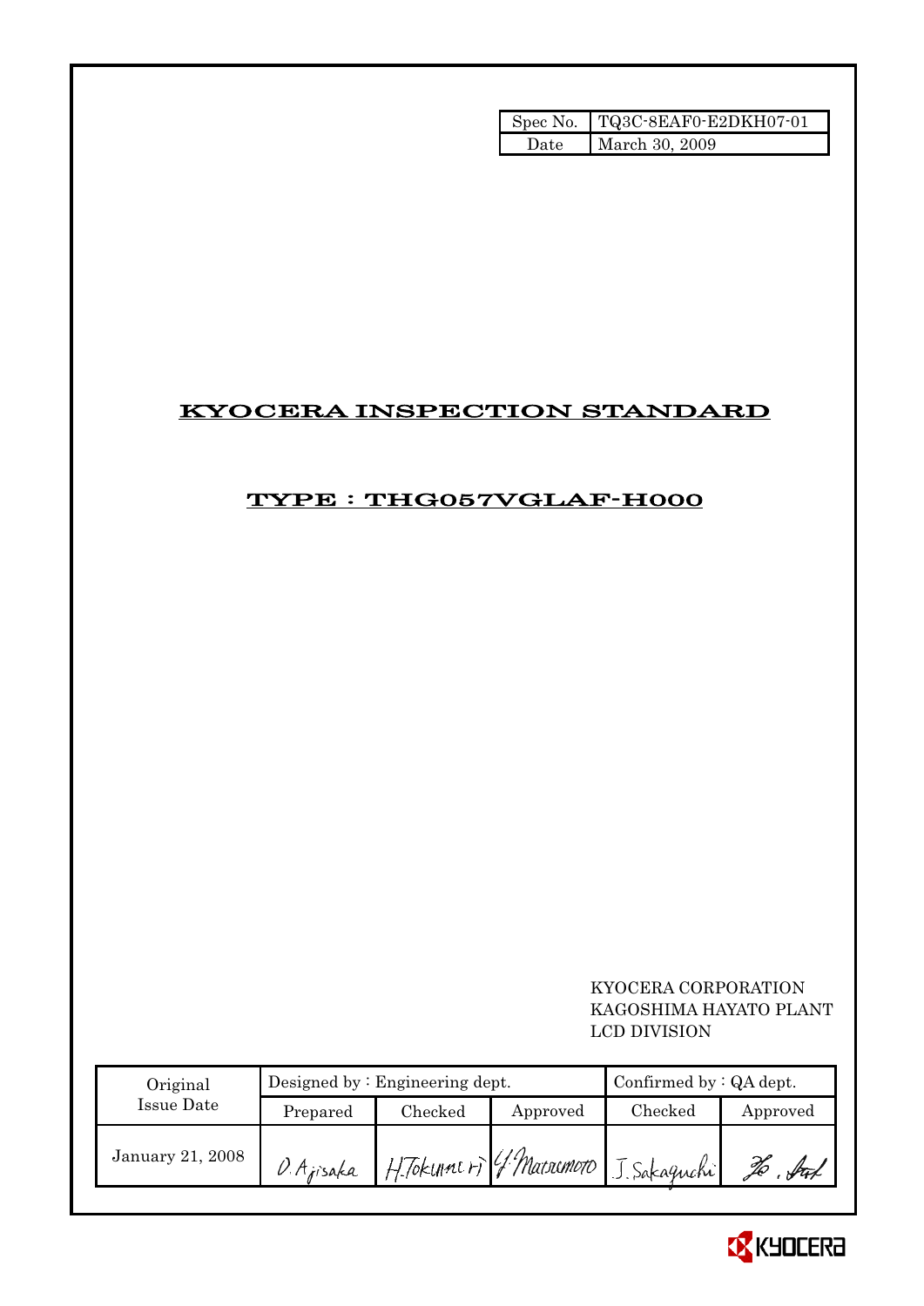| Spec No. | TQ3C-8EAF0-E2DKH07-01 |
| --- | --- |
| Date | March 30, 2009 |

# KYOCERA INSPECTION STANDARD

## TYPE : THG057VGLAF-H000

KYOCERA CORPORATION
KAGOSHIMA HAYATO PLANT
LCD DIVISION

| Original Issue Date | Designed by : Engineering dept. | | | Confirmed by : QA dept. | |
| --- | --- | --- | --- | --- | --- |
| | Prepared | Checked | Approved | Checked | Approved |
| January 21, 2008 | D. Ajisaka | H. Tokunari | Y. Matsumoto | J. Sakaguchi | |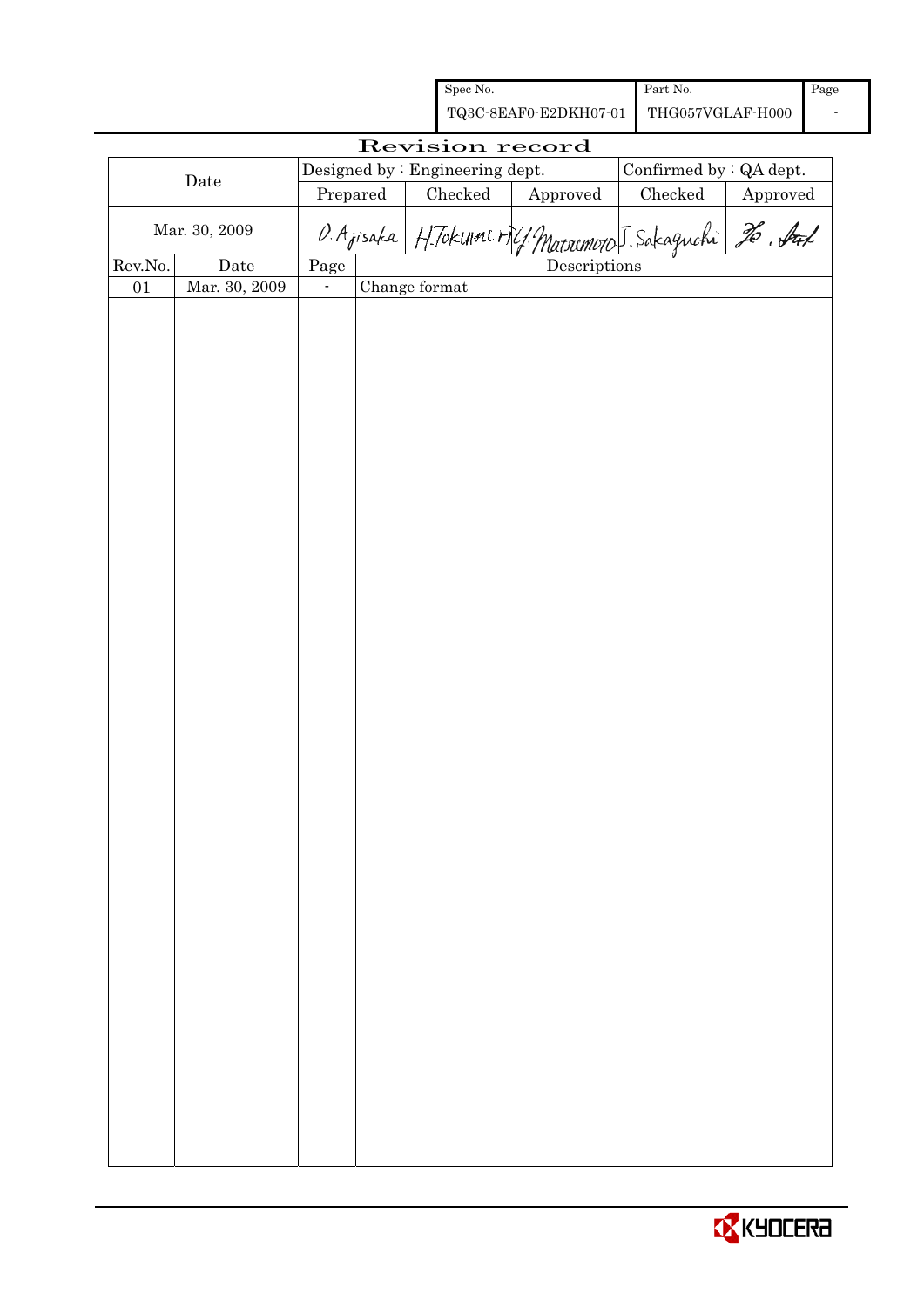| Spec No. | Part No. | Page |
|---|---|---|
| TQ3C-8EAF0-E2DKH07-01 | THG057VGLAF-H000 | - |

# Revision record

| Date | Designed by : Engineering dept. | | | Confirmed by : QA dept. | |
|---|---|---|---|---|---|
| | Prepared | Checked | Approved | Checked | Approved |
| Mar. 30, 2009 | O. Ajisaka | H. Tokunaga | Y. Matsumoto | J. Sakaguchi | Ho. Itoh |

| Rev.No. | Date | Page | Descriptions |
|---|---|---|---|
| 01 | Mar. 30, 2009 | - | Change format |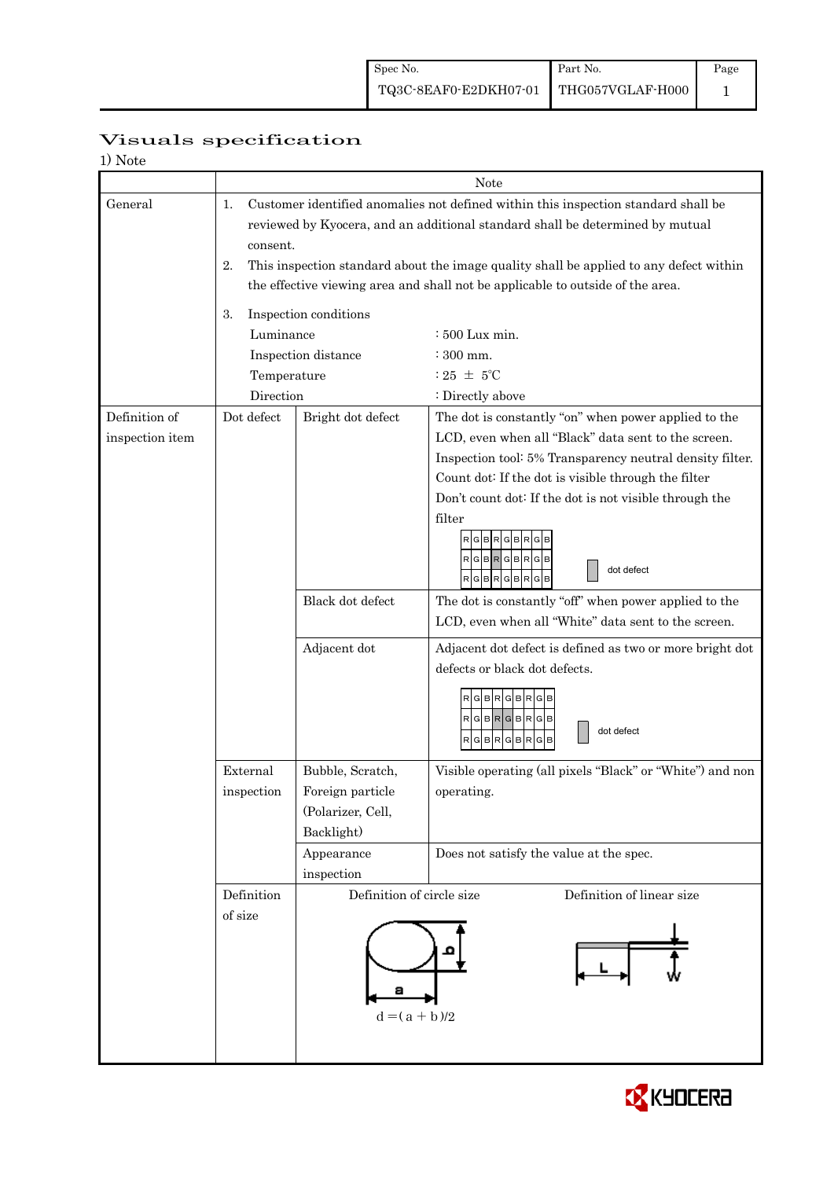| Spec No. | Part No. | Page |
|---|---|---|
| TQ3C-8EAF0-E2DKH07-01 | THG057VGLAF-H000 | 1 |

# Visuals specification

1) Note

| | Note | | |
|---|---|---|---|
| General | 1. Customer identified anomalies not defined within this inspection standard shall be reviewed by Kyocera, and an additional standard shall be determined by mutual consent.<br>2. This inspection standard about the image quality shall be applied to any defect within the effective viewing area and shall not be applicable to outside of the area.<br>3. Inspection conditions<br>Luminance : 500 Lux min.<br>Inspection distance : 300 mm.<br>Temperature : 25 ± 5℃<br>Direction : Directly above | | |
| Definition of inspection item | Dot defect | Bright dot defect | The dot is constantly "on" when power applied to the LCD, even when all "Black" data sent to the screen.<br>Inspection tool: 5% Transparency neutral density filter.<br>Count dot: If the dot is visible through the filter<br>Don't count dot: If the dot is not visible through the filter<br>R G B R G B R G B / R G B R G B R G B / R G B R G B R G B — dot defect |
| | | Black dot defect | The dot is constantly "off" when power applied to the LCD, even when all "White" data sent to the screen. |
| | | Adjacent dot | Adjacent dot defect is defined as two or more bright dot defects or black dot defects.<br>R G B R G B R G B / R G B R G B R G B / R G B R G B R G B — dot defect |
| | External inspection | Bubble, Scratch, Foreign particle (Polarizer, Cell, Backlight) | Visible operating (all pixels "Black" or "White") and non operating. |
| | | Appearance inspection | Does not satisfy the value at the spec. |
| | Definition of size | Definition of circle size<br>a, b<br>$d = (a + b)/2$ | Definition of linear size<br>L, W |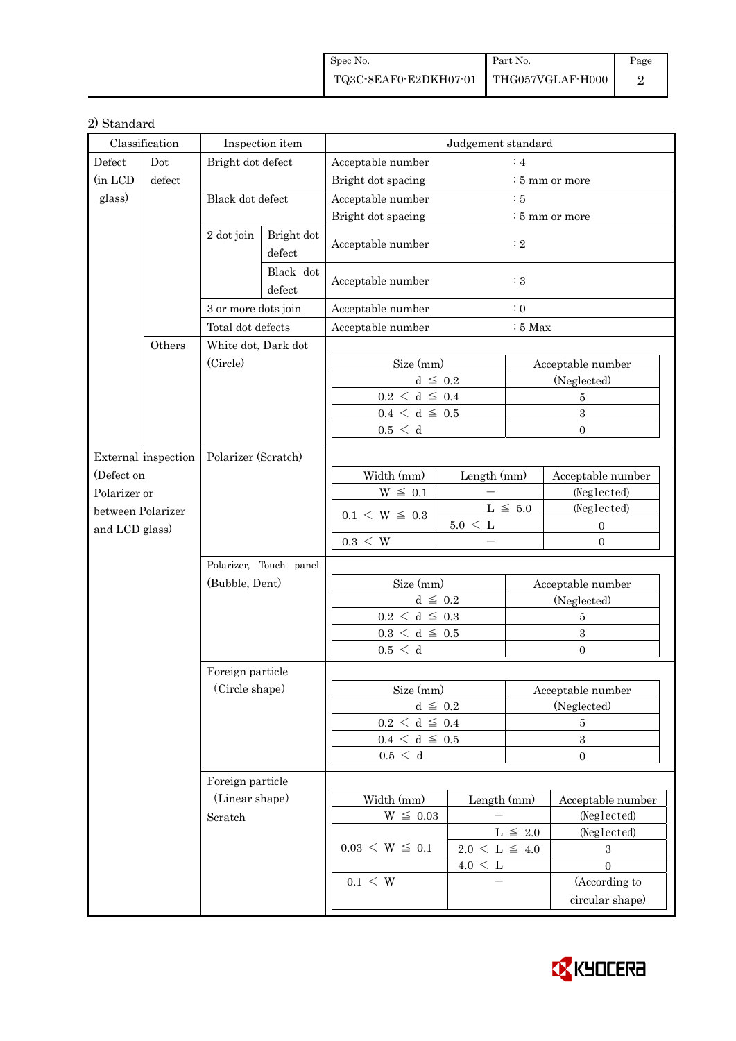2) Standard

| Classification | | Inspection item | | Judgement standard |
|---|---|---|---|---|
| Defect (in LCD glass) | Dot defect | Bright dot defect | | Acceptable number : 4<br>Bright dot spacing : 5 mm or more |
| | | Black dot defect | | Acceptable number : 5<br>Bright dot spacing : 5 mm or more |
| | | 2 dot join | Bright dot defect | Acceptable number : 2 |
| | | | Black dot defect | Acceptable number : 3 |
| | | 3 or more dots join | | Acceptable number : 0 |
| | | Total dot defects | | Acceptable number : 5 Max |
| | Others | White dot, Dark dot (Circle) | | See table below |
| External inspection (Defect on Polarizer or between Polarizer and LCD glass) | | Polarizer (Scratch) | | See table below |
| | | Polarizer, Touch panel (Bubble, Dent) | | See table below |
| | | Foreign particle (Circle shape) | | See table below |
| | | Foreign particle (Linear shape) Scratch | | See table below |

White dot, Dark dot (Circle)

| Size (mm) | Acceptable number |
|---|---|
| d ≦ 0.2 | (Neglected) |
| 0.2 < d ≦ 0.4 | 5 |
| 0.4 < d ≦ 0.5 | 3 |
| 0.5 < d | 0 |

Polarizer (Scratch)

| Width (mm) | Length (mm) | Acceptable number |
|---|---|---|
| W ≦ 0.1 | − | (Neglected) |
| 0.1 < W ≦ 0.3 | L ≦ 5.0 | (Neglected) |
| | 5.0 < L | 0 |
| 0.3 < W | − | 0 |

Polarizer, Touch panel (Bubble, Dent)

| Size (mm) | Acceptable number |
|---|---|
| d ≦ 0.2 | (Neglected) |
| 0.2 < d ≦ 0.3 | 5 |
| 0.3 < d ≦ 0.5 | 3 |
| 0.5 < d | 0 |

Foreign particle (Circle shape)

| Size (mm) | Acceptable number |
|---|---|
| d ≦ 0.2 | (Neglected) |
| 0.2 < d ≦ 0.4 | 5 |
| 0.4 < d ≦ 0.5 | 3 |
| 0.5 < d | 0 |

Foreign particle (Linear shape) Scratch

| Width (mm) | Length (mm) | Acceptable number |
|---|---|---|
| W ≦ 0.03 | − | (Neglected) |
| 0.03 < W ≦ 0.1 | L ≦ 2.0 | (Neglected) |
| | 2.0 < L ≦ 4.0 | 3 |
| | 4.0 < L | 0 |
| 0.1 < W | − | (According to circular shape) |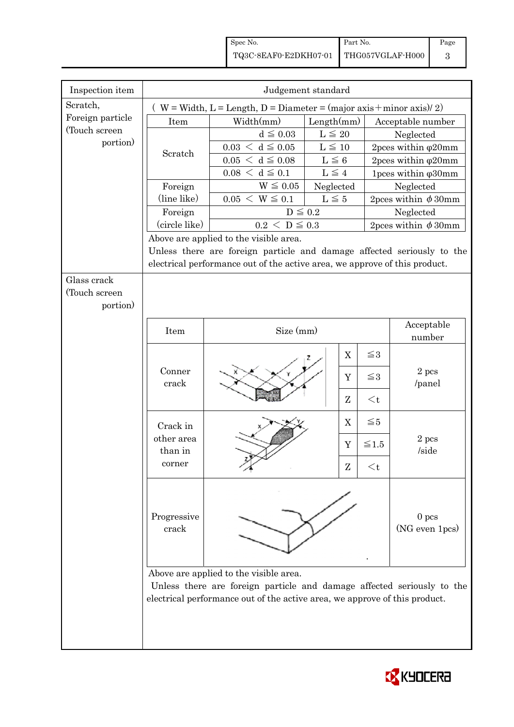| Inspection item | Judgement standard | | | |
|---|---|---|---|---|
| Scratch, Foreign particle (Touch screen portion) | ( W = Width, L = Length, D = Diameter = (major axis＋minor axis)/ 2) | | | |
| | Item | Width(mm) | Length(mm) | Acceptable number |
| | Scratch | d ≦ 0.03 | L ≦ 20 | Neglected |
| | | 0.03 ＜ d ≦ 0.05 | L ≦ 10 | 2pces within φ20mm |
| | | 0.05 ＜ d ≦ 0.08 | L ≦ 6 | 2pces within φ20mm |
| | | 0.08 ＜ d ≦ 0.1 | L ≦ 4 | 1pces within φ30mm |
| | Foreign (line like) | W ≦ 0.05 | Neglected | Neglected |
| | | 0.05 ＜ W ≦ 0.1 | L ≦ 5 | 2pces within φ30mm |
| | Foreign (circle like) | D ≦ 0.2 | | Neglected |
| | | 0.2 ＜ D ≦ 0.3 | | 2pces within φ30mm |

Above are applied to the visible area.
Unless there are foreign particle and damage affected seriously to the electrical performance out of the active area, we approve of this product.

**Glass crack (Touch screen portion)**

| Item | Size (mm) | | Acceptable number |
|---|---|---|---|
| Conner crack | X | ≦3 | 2 pcs /panel |
| | Y | ≦3 | |
| | Z | ＜t | |
| Crack in other area than in corner | X | ≦5 | 2 pcs /side |
| | Y | ≦1.5 | |
| | Z | ＜t | |
| Progressive crack | | | 0 pcs (NG even 1pcs) |

Above are applied to the visible area.
Unless there are foreign particle and damage affected seriously to the electrical performance out of the active area, we approve of this product.